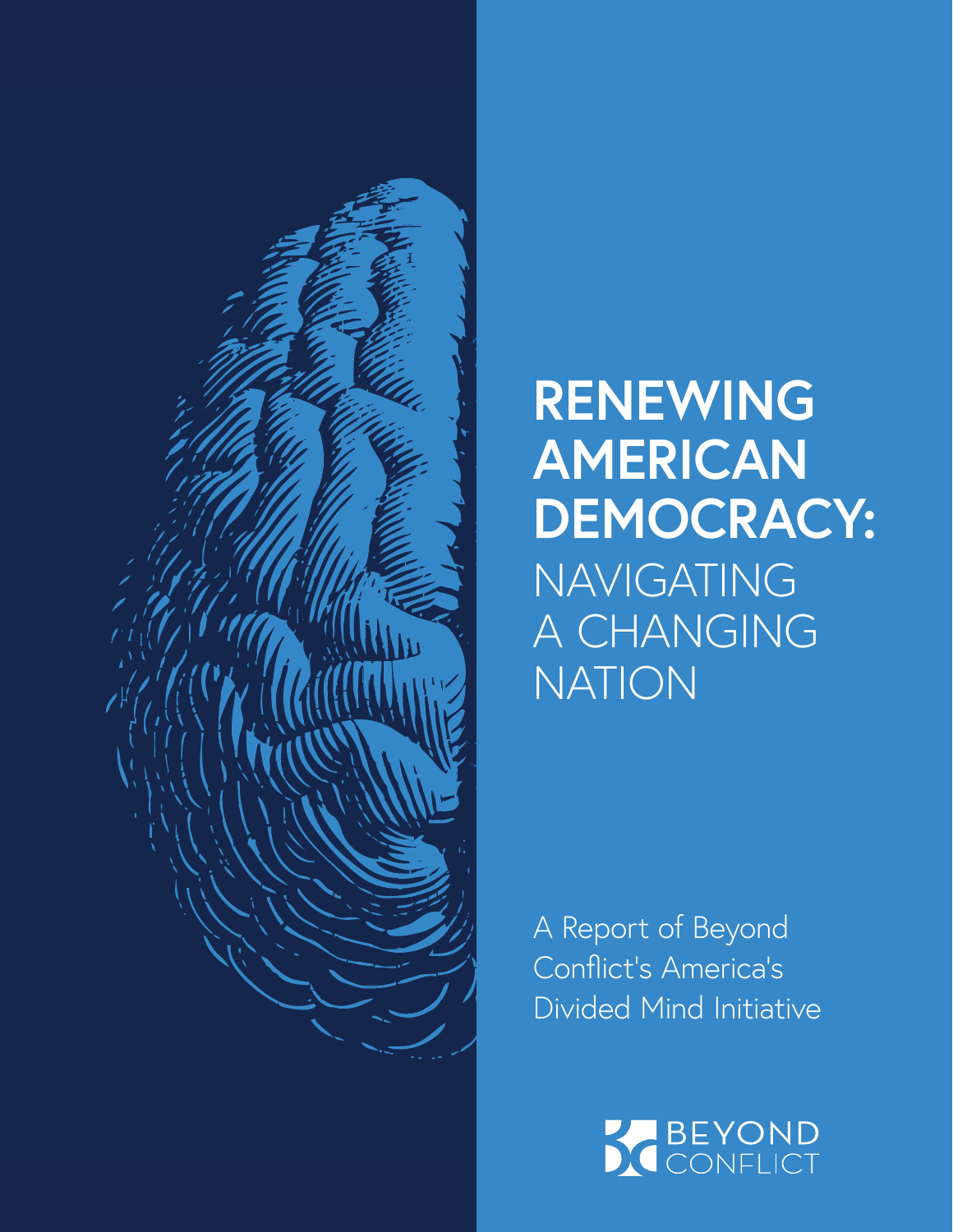# RENEWING AMERICAN DEMOCRACY: NAVIGATING A CHANGING NATION

A Report of Beyond Conflict's America's Divided Mind Initiative

BEYOND CONFLICT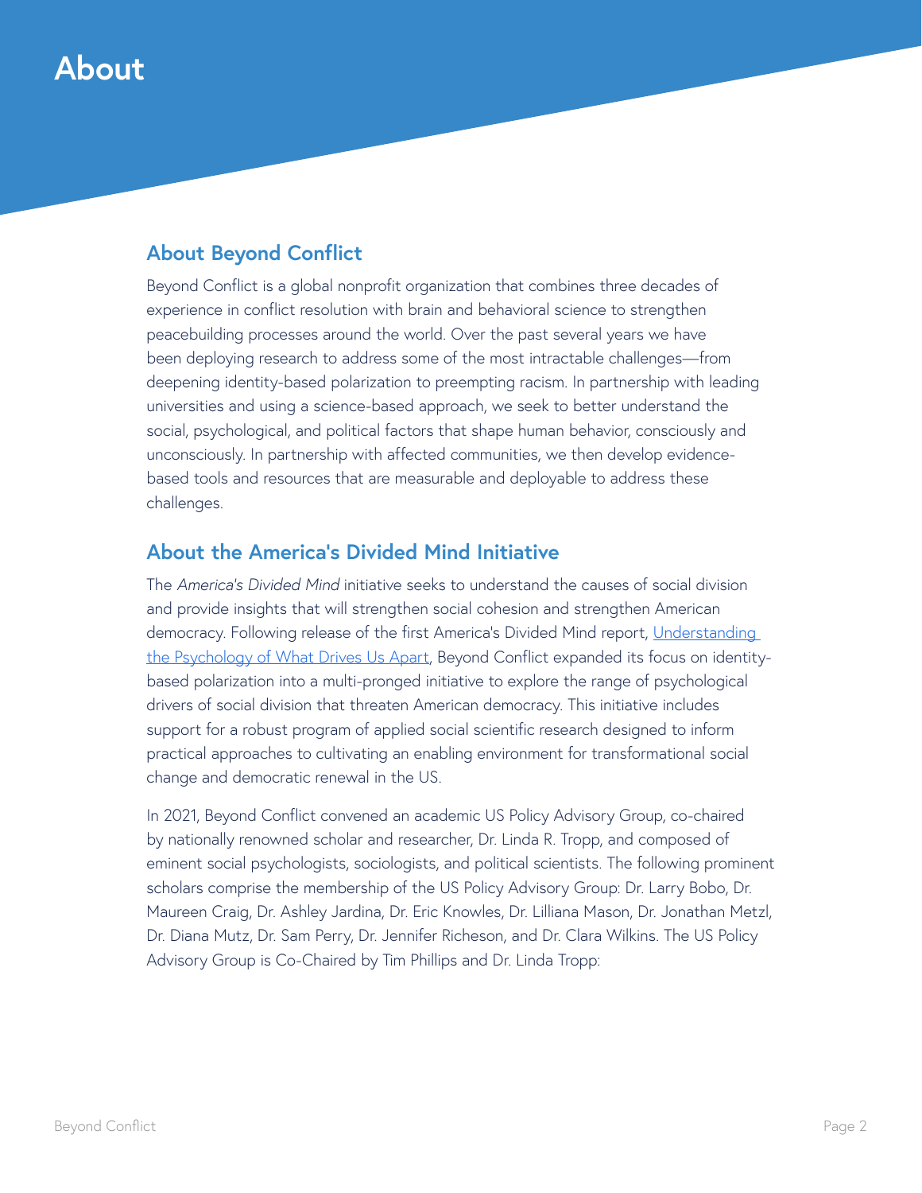# About

## About Beyond Conflict

Beyond Conflict is a global nonprofit organization that combines three decades of experience in conflict resolution with brain and behavioral science to strengthen peacebuilding processes around the world. Over the past several years we have been deploying research to address some of the most intractable challenges—from deepening identity-based polarization to preempting racism. In partnership with leading universities and using a science-based approach, we seek to better understand the social, psychological, and political factors that shape human behavior, consciously and unconsciously. In partnership with affected communities, we then develop evidence-based tools and resources that are measurable and deployable to address these challenges.

## About the America's Divided Mind Initiative

The *America's Divided Mind* initiative seeks to understand the causes of social division and provide insights that will strengthen social cohesion and strengthen American democracy. Following release of the first America's Divided Mind report, Understanding the Psychology of What Drives Us Apart, Beyond Conflict expanded its focus on identity-based polarization into a multi-pronged initiative to explore the range of psychological drivers of social division that threaten American democracy. This initiative includes support for a robust program of applied social scientific research designed to inform practical approaches to cultivating an enabling environment for transformational social change and democratic renewal in the US.

In 2021, Beyond Conflict convened an academic US Policy Advisory Group, co-chaired by nationally renowned scholar and researcher, Dr. Linda R. Tropp, and composed of eminent social psychologists, sociologists, and political scientists. The following prominent scholars comprise the membership of the US Policy Advisory Group: Dr. Larry Bobo, Dr. Maureen Craig, Dr. Ashley Jardina, Dr. Eric Knowles, Dr. Lilliana Mason, Dr. Jonathan Metzl, Dr. Diana Mutz, Dr. Sam Perry, Dr. Jennifer Richeson, and Dr. Clara Wilkins. The US Policy Advisory Group is Co-Chaired by Tim Phillips and Dr. Linda Tropp: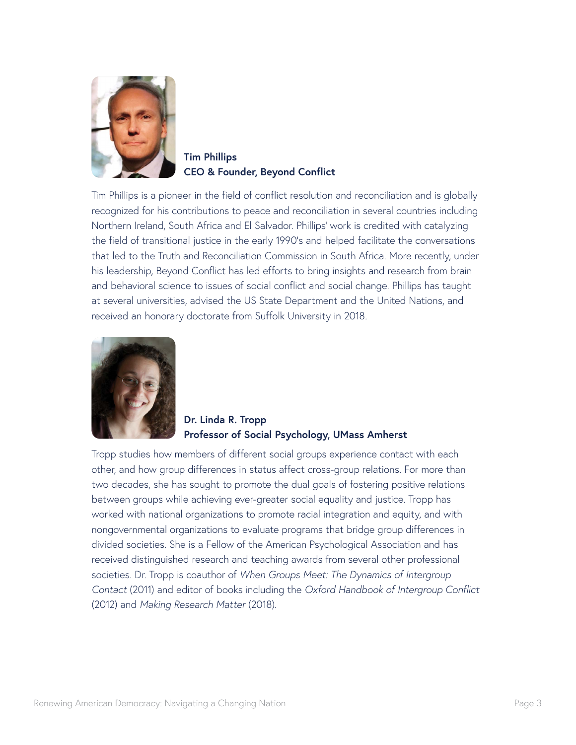**Tim Phillips**
**CEO & Founder, Beyond Conflict**

Tim Phillips is a pioneer in the field of conflict resolution and reconciliation and is globally recognized for his contributions to peace and reconciliation in several countries including Northern Ireland, South Africa and El Salvador. Phillips' work is credited with catalyzing the field of transitional justice in the early 1990's and helped facilitate the conversations that led to the Truth and Reconciliation Commission in South Africa. More recently, under his leadership, Beyond Conflict has led efforts to bring insights and research from brain and behavioral science to issues of social conflict and social change. Phillips has taught at several universities, advised the US State Department and the United Nations, and received an honorary doctorate from Suffolk University in 2018.

**Dr. Linda R. Tropp**
**Professor of Social Psychology, UMass Amherst**

Tropp studies how members of different social groups experience contact with each other, and how group differences in status affect cross-group relations. For more than two decades, she has sought to promote the dual goals of fostering positive relations between groups while achieving ever-greater social equality and justice. Tropp has worked with national organizations to promote racial integration and equity, and with nongovernmental organizations to evaluate programs that bridge group differences in divided societies. She is a Fellow of the American Psychological Association and has received distinguished research and teaching awards from several other professional societies. Dr. Tropp is coauthor of *When Groups Meet: The Dynamics of Intergroup Contact* (2011) and editor of books including the *Oxford Handbook of Intergroup Conflict* (2012) and *Making Research Matter* (2018).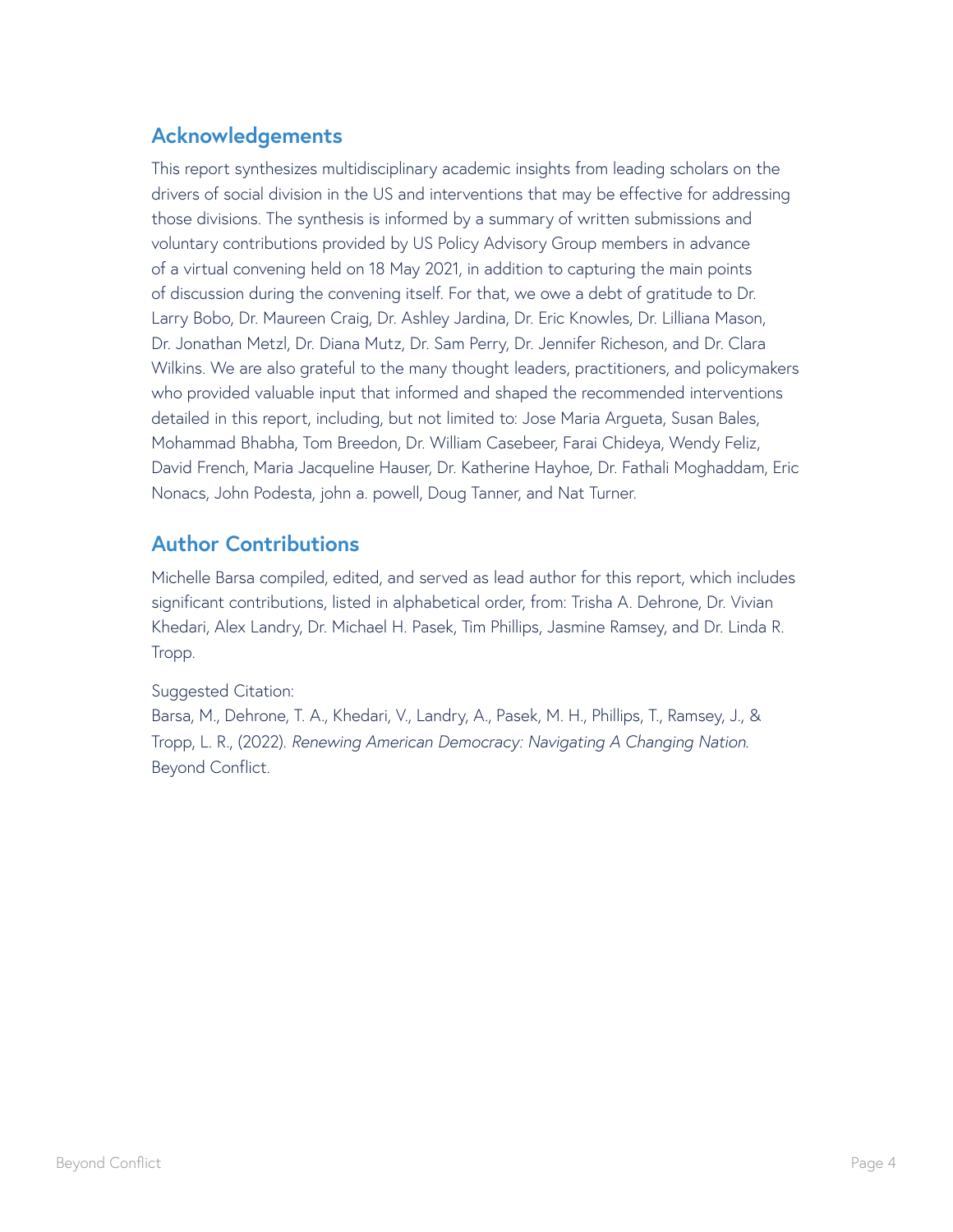## Acknowledgements

This report synthesizes multidisciplinary academic insights from leading scholars on the drivers of social division in the US and interventions that may be effective for addressing those divisions. The synthesis is informed by a summary of written submissions and voluntary contributions provided by US Policy Advisory Group members in advance of a virtual convening held on 18 May 2021, in addition to capturing the main points of discussion during the convening itself. For that, we owe a debt of gratitude to Dr. Larry Bobo, Dr. Maureen Craig, Dr. Ashley Jardina, Dr. Eric Knowles, Dr. Lilliana Mason, Dr. Jonathan Metzl, Dr. Diana Mutz, Dr. Sam Perry, Dr. Jennifer Richeson, and Dr. Clara Wilkins. We are also grateful to the many thought leaders, practitioners, and policymakers who provided valuable input that informed and shaped the recommended interventions detailed in this report, including, but not limited to: Jose Maria Argueta, Susan Bales, Mohammad Bhabha, Tom Breedon, Dr. William Casebeer, Farai Chideya, Wendy Feliz, David French, Maria Jacqueline Hauser, Dr. Katherine Hayhoe, Dr. Fathali Moghaddam, Eric Nonacs, John Podesta, john a. powell, Doug Tanner, and Nat Turner.

## Author Contributions

Michelle Barsa compiled, edited, and served as lead author for this report, which includes significant contributions, listed in alphabetical order, from: Trisha A. Dehrone, Dr. Vivian Khedari, Alex Landry, Dr. Michael H. Pasek, Tim Phillips, Jasmine Ramsey, and Dr. Linda R. Tropp.

Suggested Citation:
Barsa, M., Dehrone, T. A., Khedari, V., Landry, A., Pasek, M. H., Phillips, T., Ramsey, J., & Tropp, L. R., (2022). *Renewing American Democracy: Navigating A Changing Nation*. Beyond Conflict.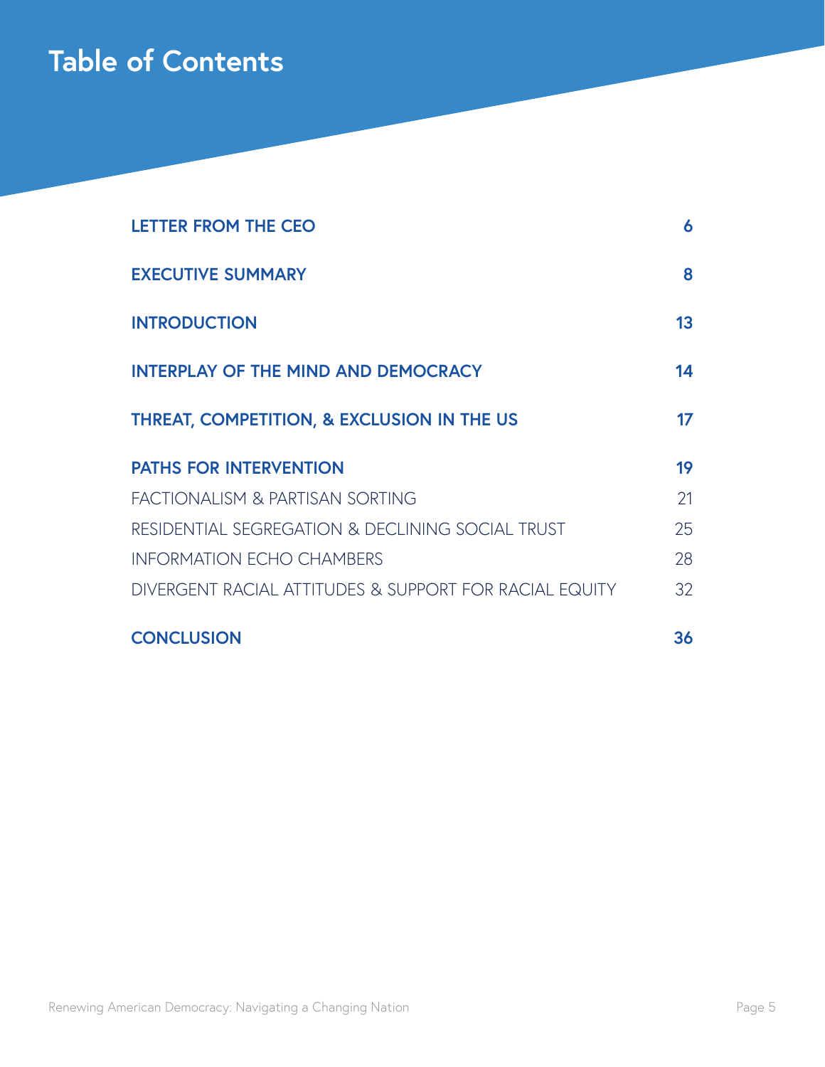# Table of Contents

| | |
|---|---|
| **LETTER FROM THE CEO** | **6** |
| **EXECUTIVE SUMMARY** | **8** |
| **INTRODUCTION** | **13** |
| **INTERPLAY OF THE MIND AND DEMOCRACY** | **14** |
| **THREAT, COMPETITION, & EXCLUSION IN THE US** | **17** |
| **PATHS FOR INTERVENTION** | **19** |
| FACTIONALISM & PARTISAN SORTING | 21 |
| RESIDENTIAL SEGREGATION & DECLINING SOCIAL TRUST | 25 |
| INFORMATION ECHO CHAMBERS | 28 |
| DIVERGENT RACIAL ATTITUDES & SUPPORT FOR RACIAL EQUITY | 32 |
| **CONCLUSION** | **36** |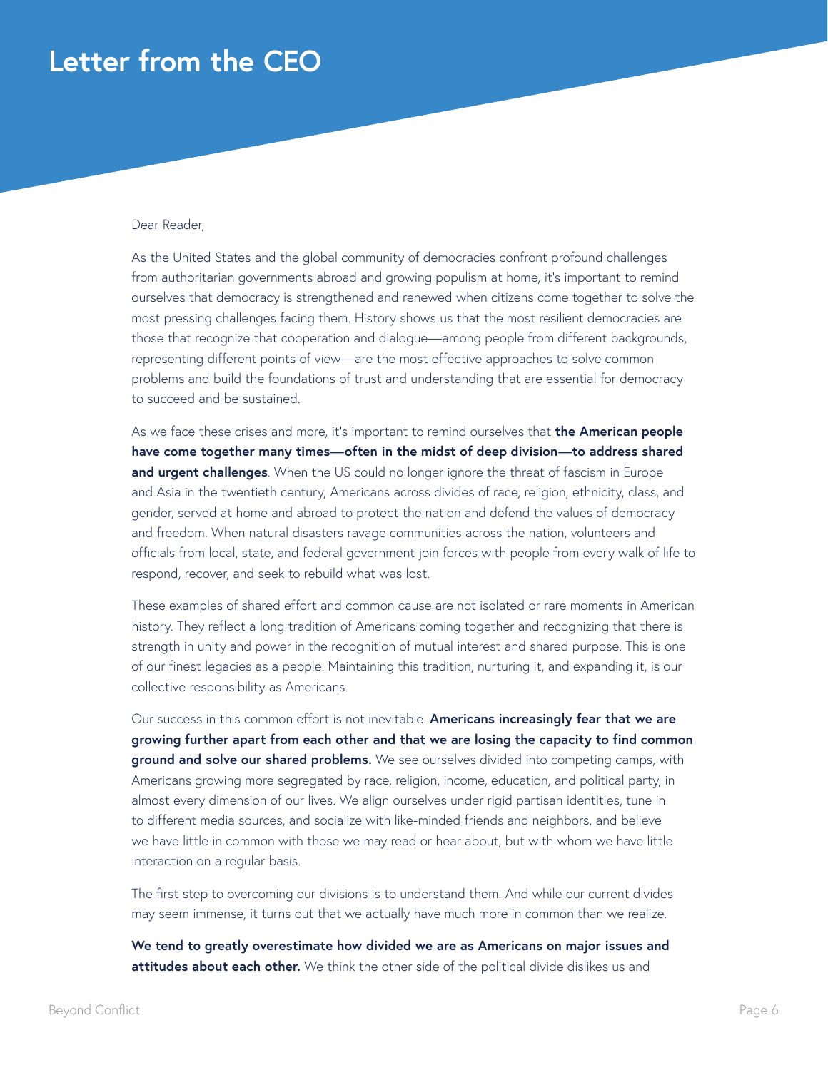# Letter from the CEO

Dear Reader,

As the United States and the global community of democracies confront profound challenges from authoritarian governments abroad and growing populism at home, it's important to remind ourselves that democracy is strengthened and renewed when citizens come together to solve the most pressing challenges facing them. History shows us that the most resilient democracies are those that recognize that cooperation and dialogue—among people from different backgrounds, representing different points of view—are the most effective approaches to solve common problems and build the foundations of trust and understanding that are essential for democracy to succeed and be sustained.

As we face these crises and more, it's important to remind ourselves that **the American people have come together many times—often in the midst of deep division—to address shared and urgent challenges**. When the US could no longer ignore the threat of fascism in Europe and Asia in the twentieth century, Americans across divides of race, religion, ethnicity, class, and gender, served at home and abroad to protect the nation and defend the values of democracy and freedom. When natural disasters ravage communities across the nation, volunteers and officials from local, state, and federal government join forces with people from every walk of life to respond, recover, and seek to rebuild what was lost.

These examples of shared effort and common cause are not isolated or rare moments in American history. They reflect a long tradition of Americans coming together and recognizing that there is strength in unity and power in the recognition of mutual interest and shared purpose. This is one of our finest legacies as a people. Maintaining this tradition, nurturing it, and expanding it, is our collective responsibility as Americans.

Our success in this common effort is not inevitable. **Americans increasingly fear that we are growing further apart from each other and that we are losing the capacity to find common ground and solve our shared problems.** We see ourselves divided into competing camps, with Americans growing more segregated by race, religion, income, education, and political party, in almost every dimension of our lives. We align ourselves under rigid partisan identities, tune in to different media sources, and socialize with like-minded friends and neighbors, and believe we have little in common with those we may read or hear about, but with whom we have little interaction on a regular basis.

The first step to overcoming our divisions is to understand them. And while our current divides may seem immense, it turns out that we actually have much more in common than we realize.

**We tend to greatly overestimate how divided we are as Americans on major issues and attitudes about each other.** We think the other side of the political divide dislikes us and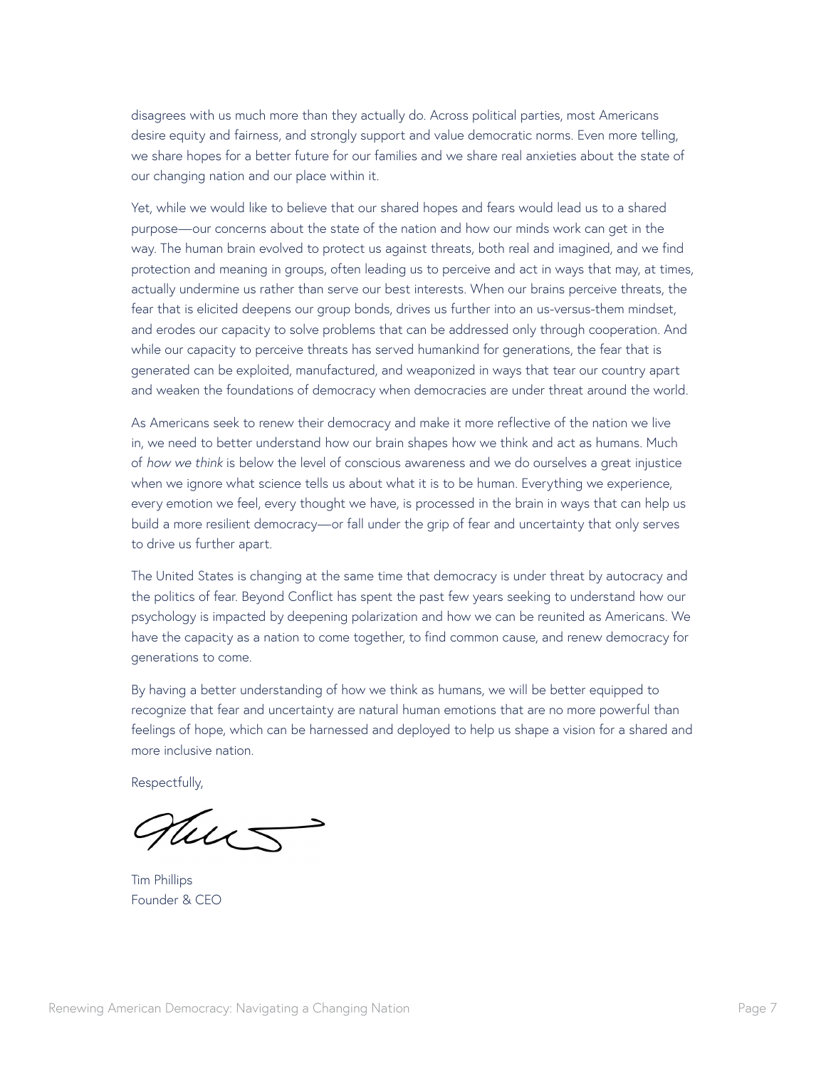disagrees with us much more than they actually do. Across political parties, most Americans desire equity and fairness, and strongly support and value democratic norms. Even more telling, we share hopes for a better future for our families and we share real anxieties about the state of our changing nation and our place within it.

Yet, while we would like to believe that our shared hopes and fears would lead us to a shared purpose—our concerns about the state of the nation and how our minds work can get in the way. The human brain evolved to protect us against threats, both real and imagined, and we find protection and meaning in groups, often leading us to perceive and act in ways that may, at times, actually undermine us rather than serve our best interests. When our brains perceive threats, the fear that is elicited deepens our group bonds, drives us further into an us-versus-them mindset, and erodes our capacity to solve problems that can be addressed only through cooperation. And while our capacity to perceive threats has served humankind for generations, the fear that is generated can be exploited, manufactured, and weaponized in ways that tear our country apart and weaken the foundations of democracy when democracies are under threat around the world.

As Americans seek to renew their democracy and make it more reflective of the nation we live in, we need to better understand how our brain shapes how we think and act as humans. Much of *how we think* is below the level of conscious awareness and we do ourselves a great injustice when we ignore what science tells us about what it is to be human. Everything we experience, every emotion we feel, every thought we have, is processed in the brain in ways that can help us build a more resilient democracy—or fall under the grip of fear and uncertainty that only serves to drive us further apart.

The United States is changing at the same time that democracy is under threat by autocracy and the politics of fear. Beyond Conflict has spent the past few years seeking to understand how our psychology is impacted by deepening polarization and how we can be reunited as Americans. We have the capacity as a nation to come together, to find common cause, and renew democracy for generations to come.

By having a better understanding of how we think as humans, we will be better equipped to recognize that fear and uncertainty are natural human emotions that are no more powerful than feelings of hope, which can be harnessed and deployed to help us shape a vision for a shared and more inclusive nation.

Respectfully,

Tim Phillips
Founder & CEO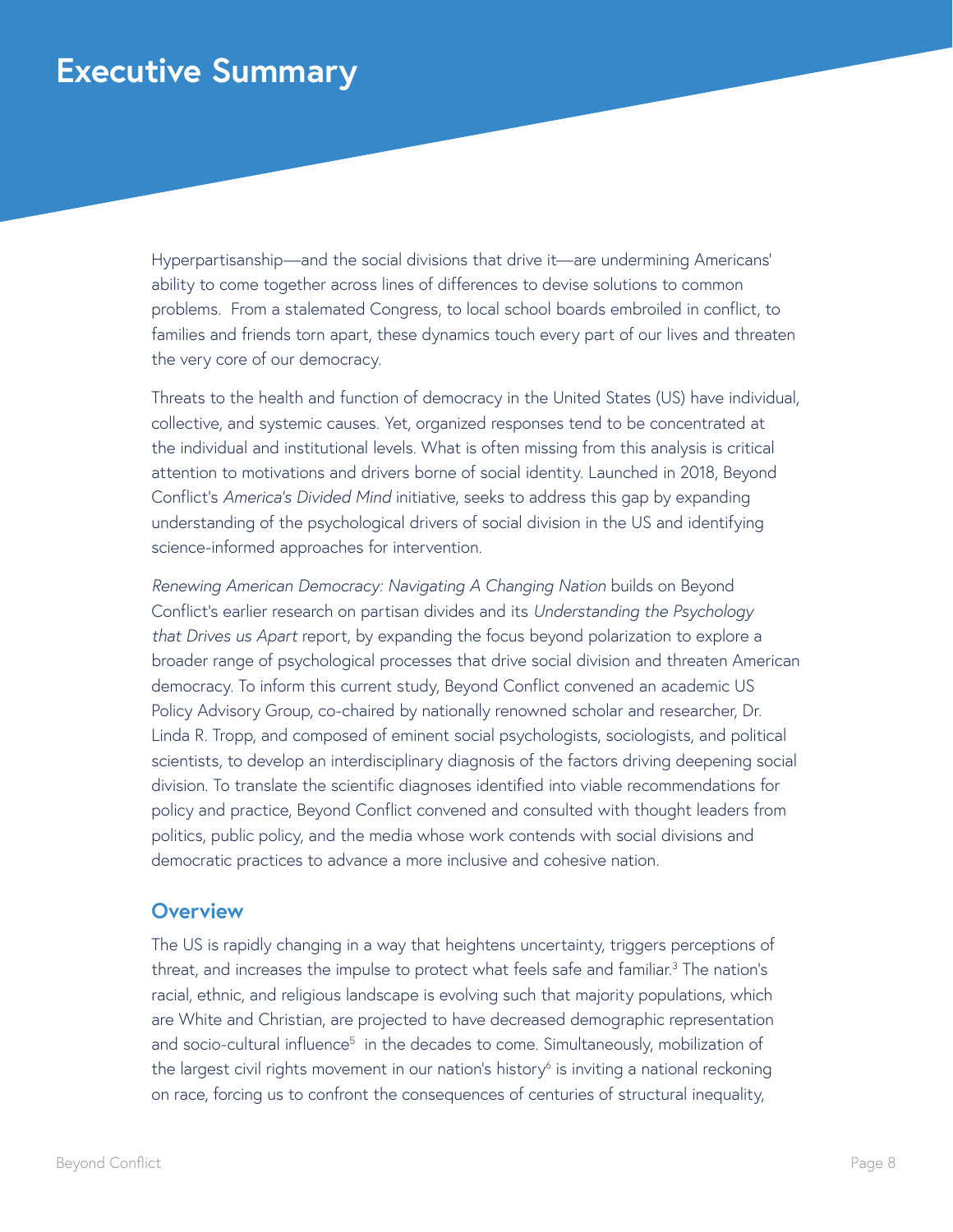# Executive Summary

Hyperpartisanship—and the social divisions that drive it—are undermining Americans' ability to come together across lines of differences to devise solutions to common problems. From a stalemated Congress, to local school boards embroiled in conflict, to families and friends torn apart, these dynamics touch every part of our lives and threaten the very core of our democracy.

Threats to the health and function of democracy in the United States (US) have individual, collective, and systemic causes. Yet, organized responses tend to be concentrated at the individual and institutional levels. What is often missing from this analysis is critical attention to motivations and drivers borne of social identity. Launched in 2018, Beyond Conflict's *America's Divided Mind* initiative, seeks to address this gap by expanding understanding of the psychological drivers of social division in the US and identifying science-informed approaches for intervention.

*Renewing American Democracy: Navigating A Changing Nation* builds on Beyond Conflict's earlier research on partisan divides and its *Understanding the Psychology that Drives us Apart* report, by expanding the focus beyond polarization to explore a broader range of psychological processes that drive social division and threaten American democracy. To inform this current study, Beyond Conflict convened an academic US Policy Advisory Group, co-chaired by nationally renowned scholar and researcher, Dr. Linda R. Tropp, and composed of eminent social psychologists, sociologists, and political scientists, to develop an interdisciplinary diagnosis of the factors driving deepening social division. To translate the scientific diagnoses identified into viable recommendations for policy and practice, Beyond Conflict convened and consulted with thought leaders from politics, public policy, and the media whose work contends with social divisions and democratic practices to advance a more inclusive and cohesive nation.

## Overview

The US is rapidly changing in a way that heightens uncertainty, triggers perceptions of threat, and increases the impulse to protect what feels safe and familiar.[3] The nation's racial, ethnic, and religious landscape is evolving such that majority populations, which are White and Christian, are projected to have decreased demographic representation and socio-cultural influence[5] in the decades to come. Simultaneously, mobilization of the largest civil rights movement in our nation's history[6] is inviting a national reckoning on race, forcing us to confront the consequences of centuries of structural inequality,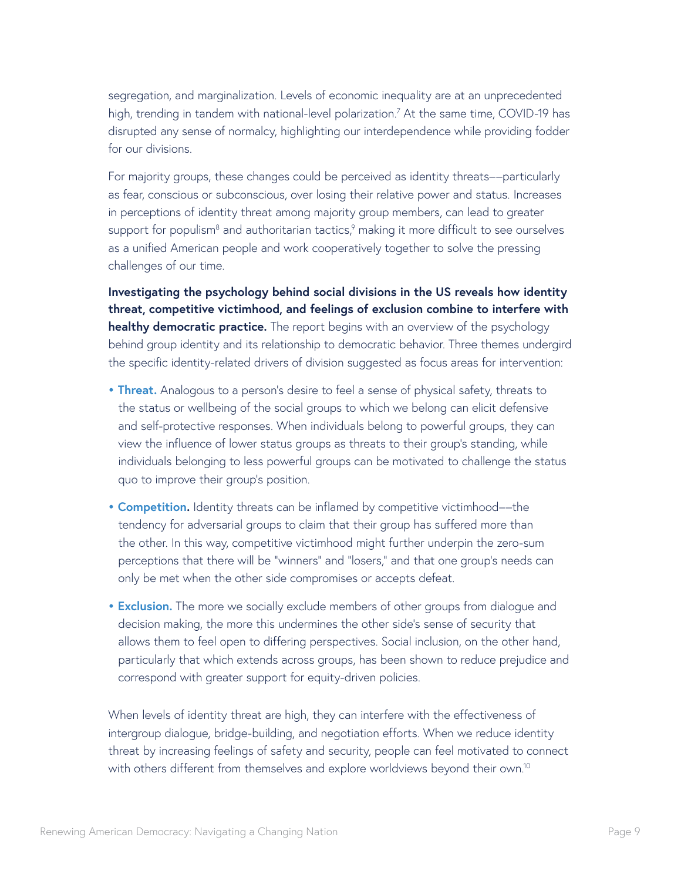segregation, and marginalization. Levels of economic inequality are at an unprecedented high, trending in tandem with national-level polarization.[7] At the same time, COVID-19 has disrupted any sense of normalcy, highlighting our interdependence while providing fodder for our divisions.

For majority groups, these changes could be perceived as identity threats––particularly as fear, conscious or subconscious, over losing their relative power and status. Increases in perceptions of identity threat among majority group members, can lead to greater support for populism[8] and authoritarian tactics,[9] making it more difficult to see ourselves as a unified American people and work cooperatively together to solve the pressing challenges of our time.

**Investigating the psychology behind social divisions in the US reveals how identity threat, competitive victimhood, and feelings of exclusion combine to interfere with healthy democratic practice.** The report begins with an overview of the psychology behind group identity and its relationship to democratic behavior. Three themes undergird the specific identity-related drivers of division suggested as focus areas for intervention:

- **Threat.** Analogous to a person's desire to feel a sense of physical safety, threats to the status or wellbeing of the social groups to which we belong can elicit defensive and self-protective responses. When individuals belong to powerful groups, they can view the influence of lower status groups as threats to their group's standing, while individuals belonging to less powerful groups can be motivated to challenge the status quo to improve their group's position.
- **Competition.** Identity threats can be inflamed by competitive victimhood––the tendency for adversarial groups to claim that their group has suffered more than the other. In this way, competitive victimhood might further underpin the zero-sum perceptions that there will be "winners" and "losers," and that one group's needs can only be met when the other side compromises or accepts defeat.
- **Exclusion.** The more we socially exclude members of other groups from dialogue and decision making, the more this undermines the other side's sense of security that allows them to feel open to differing perspectives. Social inclusion, on the other hand, particularly that which extends across groups, has been shown to reduce prejudice and correspond with greater support for equity-driven policies.

When levels of identity threat are high, they can interfere with the effectiveness of intergroup dialogue, bridge-building, and negotiation efforts. When we reduce identity threat by increasing feelings of safety and security, people can feel motivated to connect with others different from themselves and explore worldviews beyond their own.[10]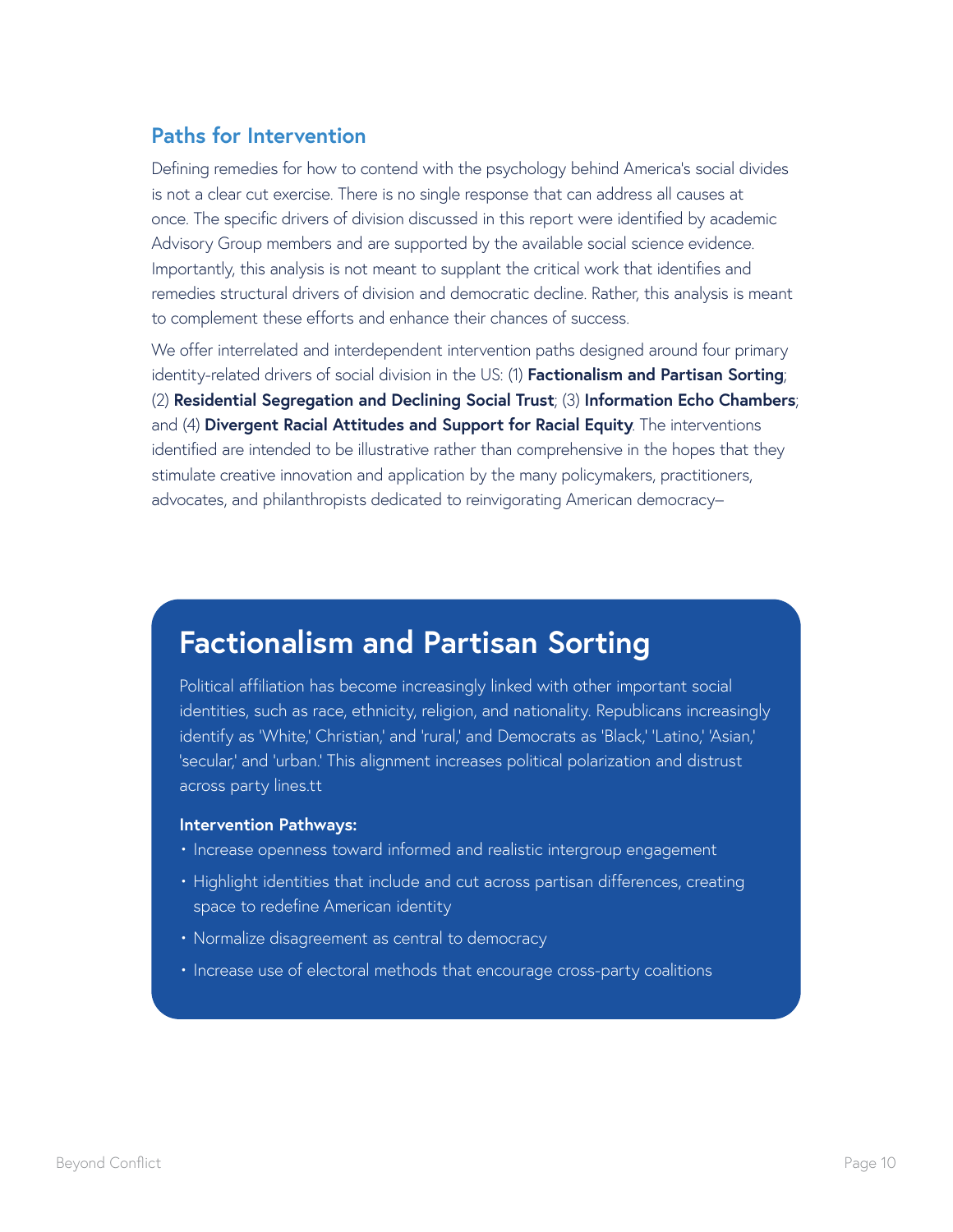## Paths for Intervention

Defining remedies for how to contend with the psychology behind America's social divides is not a clear cut exercise. There is no single response that can address all causes at once. The specific drivers of division discussed in this report were identified by academic Advisory Group members and are supported by the available social science evidence. Importantly, this analysis is not meant to supplant the critical work that identifies and remedies structural drivers of division and democratic decline. Rather, this analysis is meant to complement these efforts and enhance their chances of success.

We offer interrelated and interdependent intervention paths designed around four primary identity-related drivers of social division in the US: (1) **Factionalism and Partisan Sorting**; (2) **Residential Segregation and Declining Social Trust**; (3) **Information Echo Chambers**; and (4) **Divergent Racial Attitudes and Support for Racial Equity**. The interventions identified are intended to be illustrative rather than comprehensive in the hopes that they stimulate creative innovation and application by the many policymakers, practitioners, advocates, and philanthropists dedicated to reinvigorating American democracy–

## Factionalism and Partisan Sorting

Political affiliation has become increasingly linked with other important social identities, such as race, ethnicity, religion, and nationality. Republicans increasingly identify as 'White,' Christian,' and 'rural,' and Democrats as 'Black,' 'Latino,' 'Asian,' 'secular,' and 'urban.' This alignment increases political polarization and distrust across party lines.tt

**Intervention Pathways:**

- Increase openness toward informed and realistic intergroup engagement
- Highlight identities that include and cut across partisan differences, creating space to redefine American identity
- Normalize disagreement as central to democracy
- Increase use of electoral methods that encourage cross-party coalitions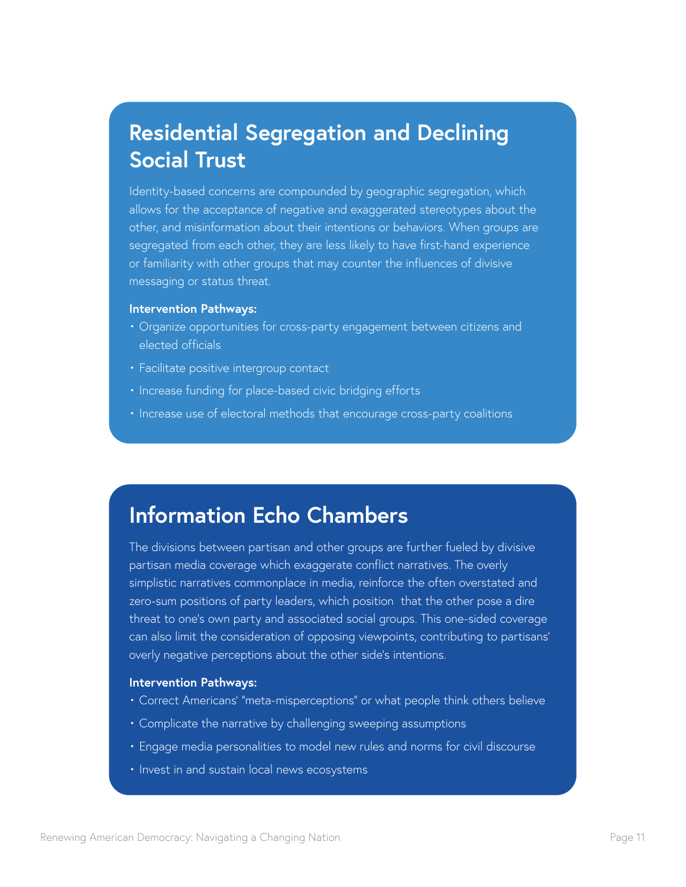## Residential Segregation and Declining Social Trust

Identity-based concerns are compounded by geographic segregation, which allows for the acceptance of negative and exaggerated stereotypes about the other, and misinformation about their intentions or behaviors. When groups are segregated from each other, they are less likely to have first-hand experience or familiarity with other groups that may counter the influences of divisive messaging or status threat.

**Intervention Pathways:**

- Organize opportunities for cross-party engagement between citizens and elected officials
- Facilitate positive intergroup contact
- Increase funding for place-based civic bridging efforts
- Increase use of electoral methods that encourage cross-party coalitions

## Information Echo Chambers

The divisions between partisan and other groups are further fueled by divisive partisan media coverage which exaggerate conflict narratives. The overly simplistic narratives commonplace in media, reinforce the often overstated and zero-sum positions of party leaders, which position that the other pose a dire threat to one's own party and associated social groups. This one-sided coverage can also limit the consideration of opposing viewpoints, contributing to partisans' overly negative perceptions about the other side's intentions.

**Intervention Pathways:**

- Correct Americans' "meta-misperceptions" or what people think others believe
- Complicate the narrative by challenging sweeping assumptions
- Engage media personalities to model new rules and norms for civil discourse
- Invest in and sustain local news ecosystems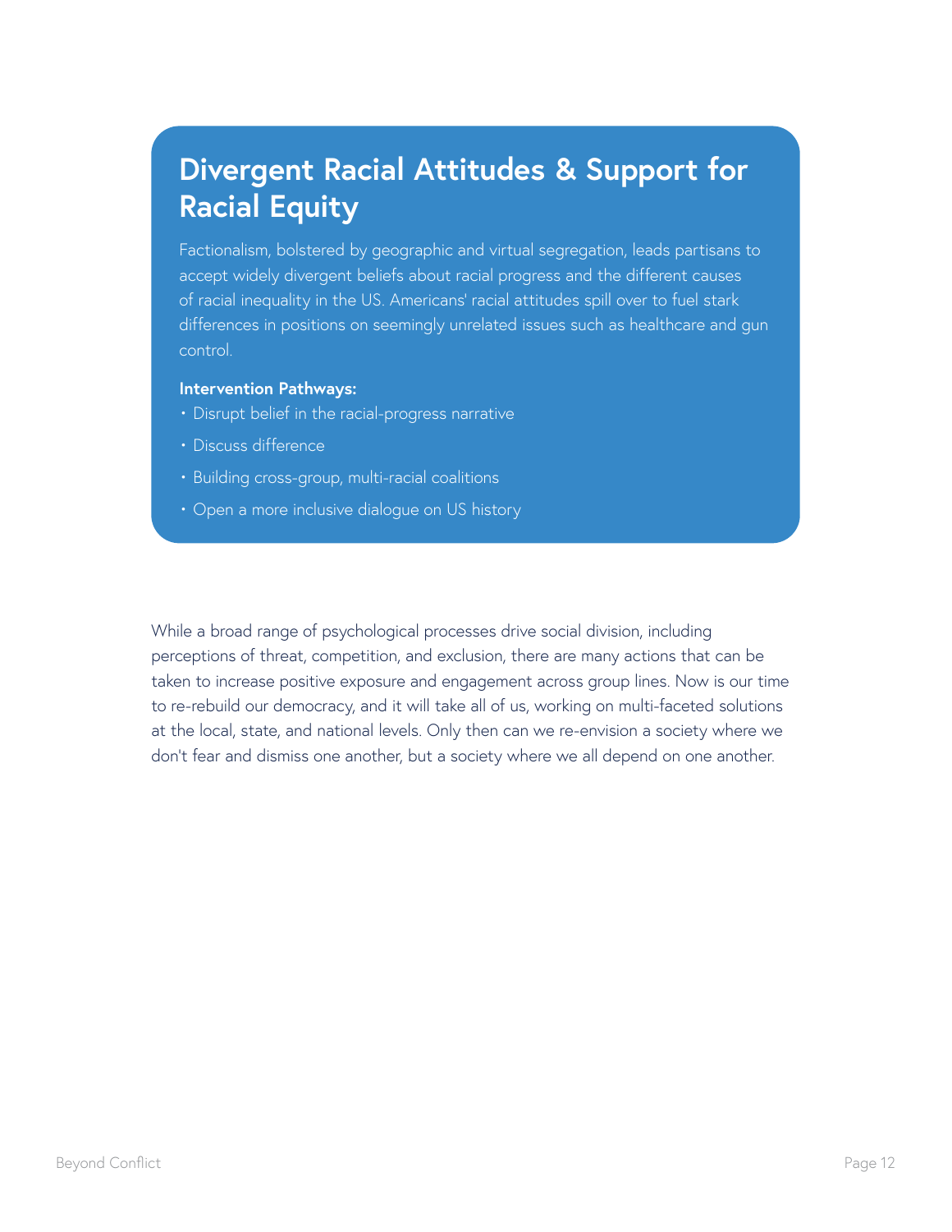## Divergent Racial Attitudes & Support for Racial Equity

Factionalism, bolstered by geographic and virtual segregation, leads partisans to accept widely divergent beliefs about racial progress and the different causes of racial inequality in the US. Americans' racial attitudes spill over to fuel stark differences in positions on seemingly unrelated issues such as healthcare and gun control.

**Intervention Pathways:**

- Disrupt belief in the racial-progress narrative
- Discuss difference
- Building cross-group, multi-racial coalitions
- Open a more inclusive dialogue on US history

While a broad range of psychological processes drive social division, including perceptions of threat, competition, and exclusion, there are many actions that can be taken to increase positive exposure and engagement across group lines. Now is our time to re-rebuild our democracy, and it will take all of us, working on multi-faceted solutions at the local, state, and national levels. Only then can we re-envision a society where we don't fear and dismiss one another, but a society where we all depend on one another.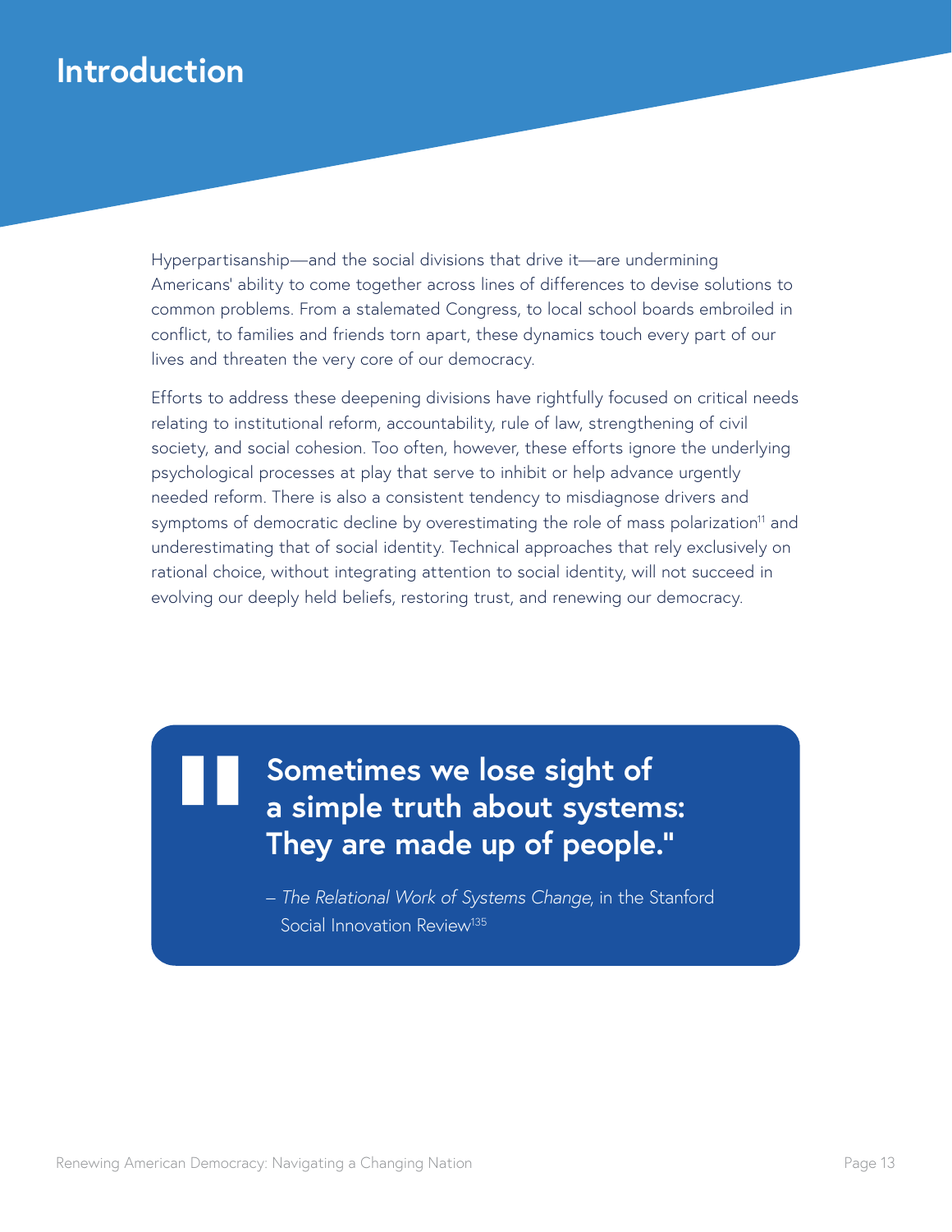# Introduction

Hyperpartisanship—and the social divisions that drive it—are undermining Americans' ability to come together across lines of differences to devise solutions to common problems. From a stalemated Congress, to local school boards embroiled in conflict, to families and friends torn apart, these dynamics touch every part of our lives and threaten the very core of our democracy.

Efforts to address these deepening divisions have rightfully focused on critical needs relating to institutional reform, accountability, rule of law, strengthening of civil society, and social cohesion. Too often, however, these efforts ignore the underlying psychological processes at play that serve to inhibit or help advance urgently needed reform. There is also a consistent tendency to misdiagnose drivers and symptoms of democratic decline by overestimating the role of mass polarization[11] and underestimating that of social identity. Technical approaches that rely exclusively on rational choice, without integrating attention to social identity, will not succeed in evolving our deeply held beliefs, restoring trust, and renewing our democracy.

> **Sometimes we lose sight of a simple truth about systems: They are made up of people."**
>
> – *The Relational Work of Systems Change*, in the Stanford Social Innovation Review[135]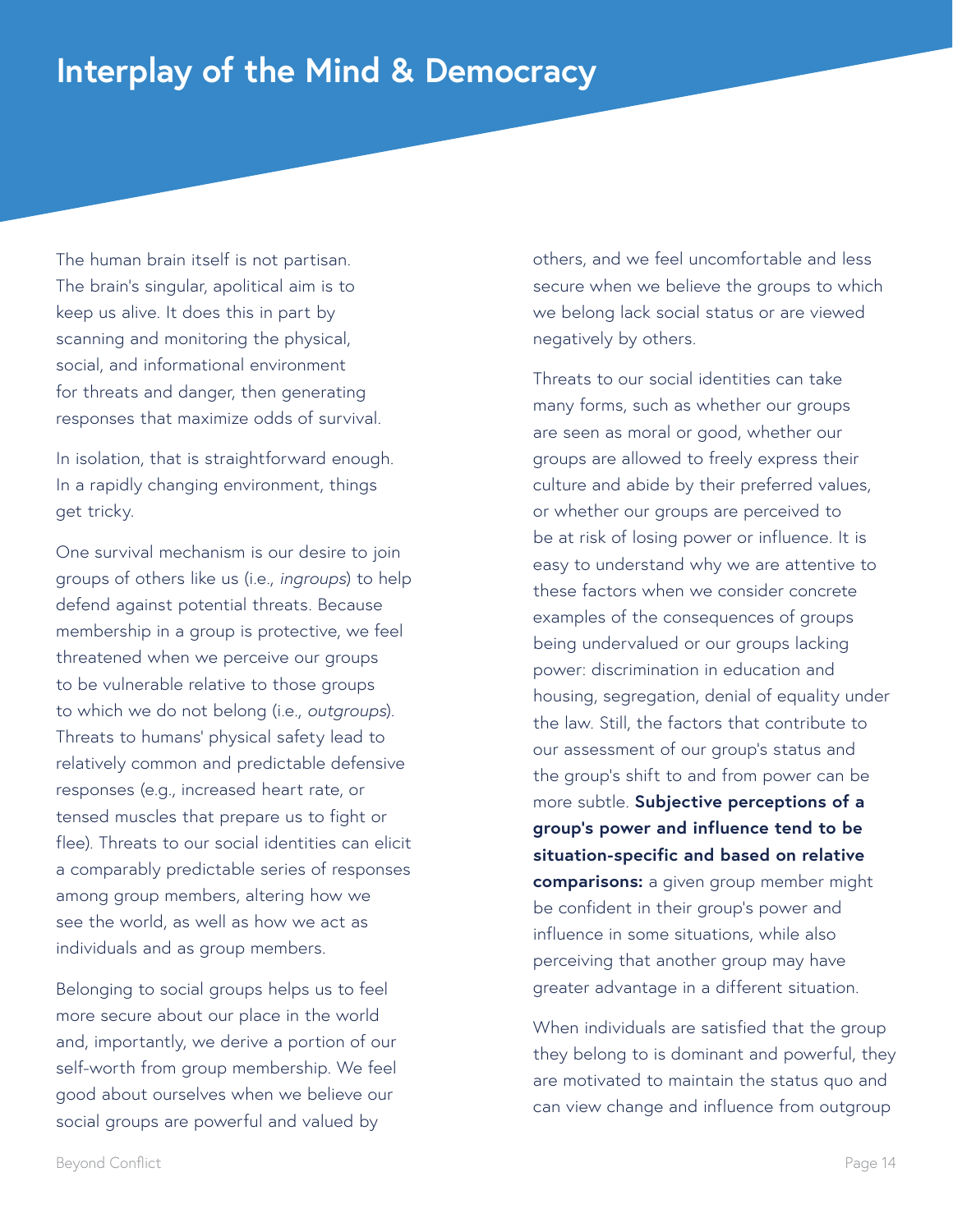# Interplay of the Mind & Democracy

The human brain itself is not partisan. The brain's singular, apolitical aim is to keep us alive. It does this in part by scanning and monitoring the physical, social, and informational environment for threats and danger, then generating responses that maximize odds of survival.

In isolation, that is straightforward enough. In a rapidly changing environment, things get tricky.

One survival mechanism is our desire to join groups of others like us (i.e., *ingroups*) to help defend against potential threats. Because membership in a group is protective, we feel threatened when we perceive our groups to be vulnerable relative to those groups to which we do not belong (i.e., *outgroups*). Threats to humans' physical safety lead to relatively common and predictable defensive responses (e.g., increased heart rate, or tensed muscles that prepare us to fight or flee). Threats to our social identities can elicit a comparably predictable series of responses among group members, altering how we see the world, as well as how we act as individuals and as group members.

Belonging to social groups helps us to feel more secure about our place in the world and, importantly, we derive a portion of our self-worth from group membership. We feel good about ourselves when we believe our social groups are powerful and valued by others, and we feel uncomfortable and less secure when we believe the groups to which we belong lack social status or are viewed negatively by others.

Threats to our social identities can take many forms, such as whether our groups are seen as moral or good, whether our groups are allowed to freely express their culture and abide by their preferred values, or whether our groups are perceived to be at risk of losing power or influence. It is easy to understand why we are attentive to these factors when we consider concrete examples of the consequences of groups being undervalued or our groups lacking power: discrimination in education and housing, segregation, denial of equality under the law. Still, the factors that contribute to our assessment of our group's status and the group's shift to and from power can be more subtle. **Subjective perceptions of a group's power and influence tend to be situation-specific and based on relative comparisons:** a given group member might be confident in their group's power and influence in some situations, while also perceiving that another group may have greater advantage in a different situation.

When individuals are satisfied that the group they belong to is dominant and powerful, they are motivated to maintain the status quo and can view change and influence from outgroup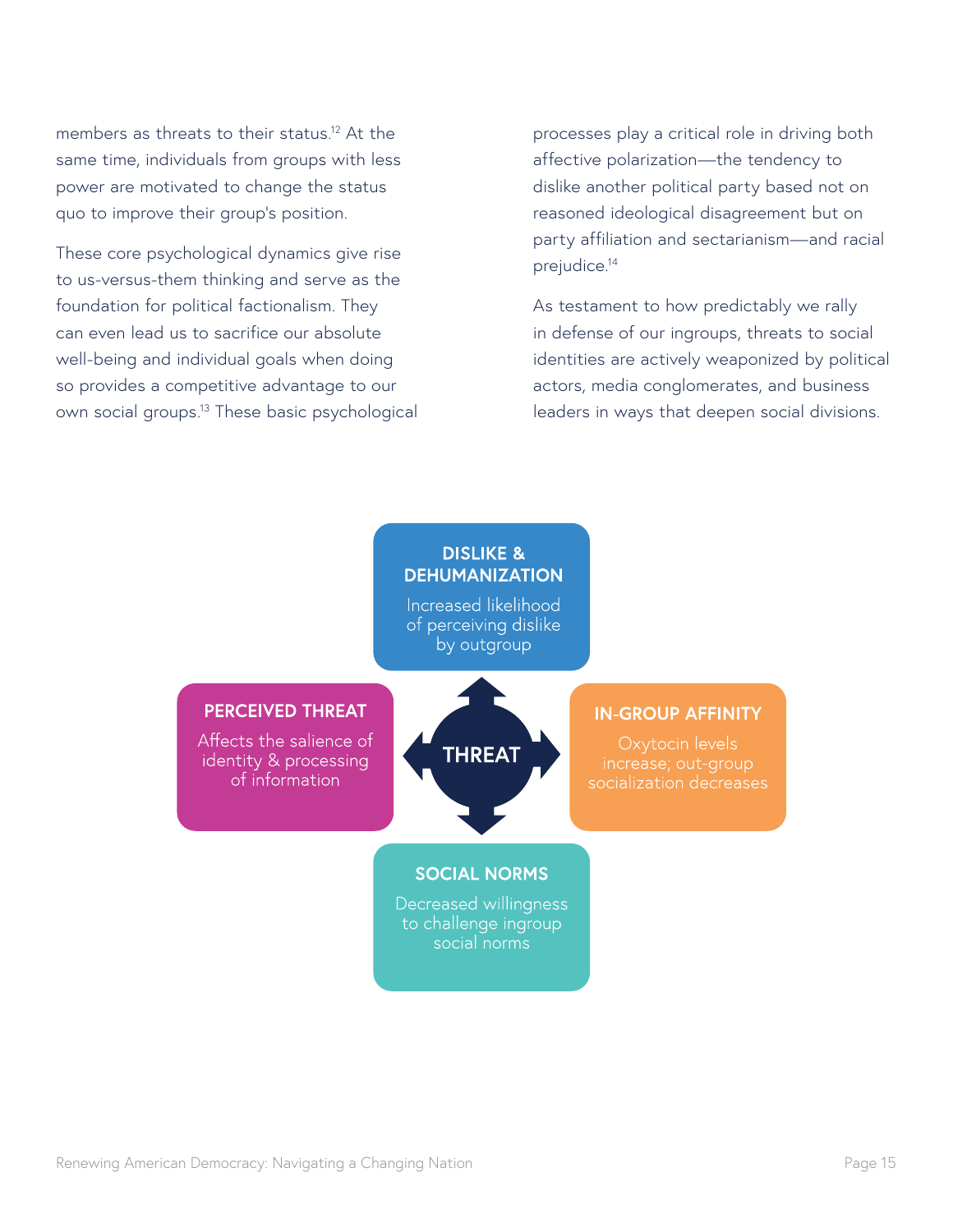members as threats to their status.[12] At the same time, individuals from groups with less power are motivated to change the status quo to improve their group's position.

These core psychological dynamics give rise to us-versus-them thinking and serve as the foundation for political factionalism. They can even lead us to sacrifice our absolute well-being and individual goals when doing so provides a competitive advantage to our own social groups.[13] These basic psychological processes play a critical role in driving both affective polarization—the tendency to dislike another political party based not on reasoned ideological disagreement but on party affiliation and sectarianism—and racial prejudice.[14]

As testament to how predictably we rally in defense of our ingroups, threats to social identities are actively weaponized by political actors, media conglomerates, and business leaders in ways that deepen social divisions.

**THREAT**

**DISLIKE & DEHUMANIZATION**
Increased likelihood of perceiving dislike by outgroup

**PERCEIVED THREAT**
Affects the salience of identity & processing of information

**IN-GROUP AFFINITY**
Oxytocin levels increase; out-group socialization decreases

**SOCIAL NORMS**
Decreased willingness to challenge ingroup social norms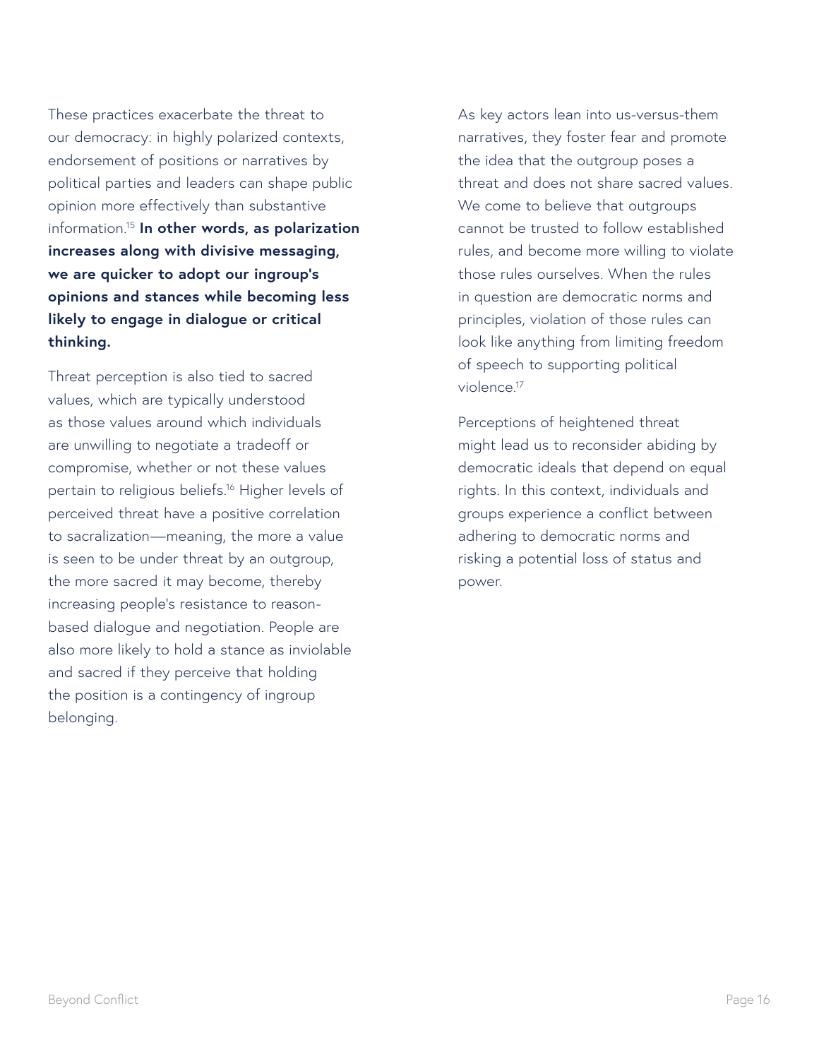These practices exacerbate the threat to our democracy: in highly polarized contexts, endorsement of positions or narratives by political parties and leaders can shape public opinion more effectively than substantive information.[15] **In other words, as polarization increases along with divisive messaging, we are quicker to adopt our ingroup's opinions and stances while becoming less likely to engage in dialogue or critical thinking.**

Threat perception is also tied to sacred values, which are typically understood as those values around which individuals are unwilling to negotiate a tradeoff or compromise, whether or not these values pertain to religious beliefs.[16] Higher levels of perceived threat have a positive correlation to sacralization—meaning, the more a value is seen to be under threat by an outgroup, the more sacred it may become, thereby increasing people's resistance to reason-based dialogue and negotiation. People are also more likely to hold a stance as inviolable and sacred if they perceive that holding the position is a contingency of ingroup belonging.

As key actors lean into us-versus-them narratives, they foster fear and promote the idea that the outgroup poses a threat and does not share sacred values. We come to believe that outgroups cannot be trusted to follow established rules, and become more willing to violate those rules ourselves. When the rules in question are democratic norms and principles, violation of those rules can look like anything from limiting freedom of speech to supporting political violence.[17]

Perceptions of heightened threat might lead us to reconsider abiding by democratic ideals that depend on equal rights. In this context, individuals and groups experience a conflict between adhering to democratic norms and risking a potential loss of status and power.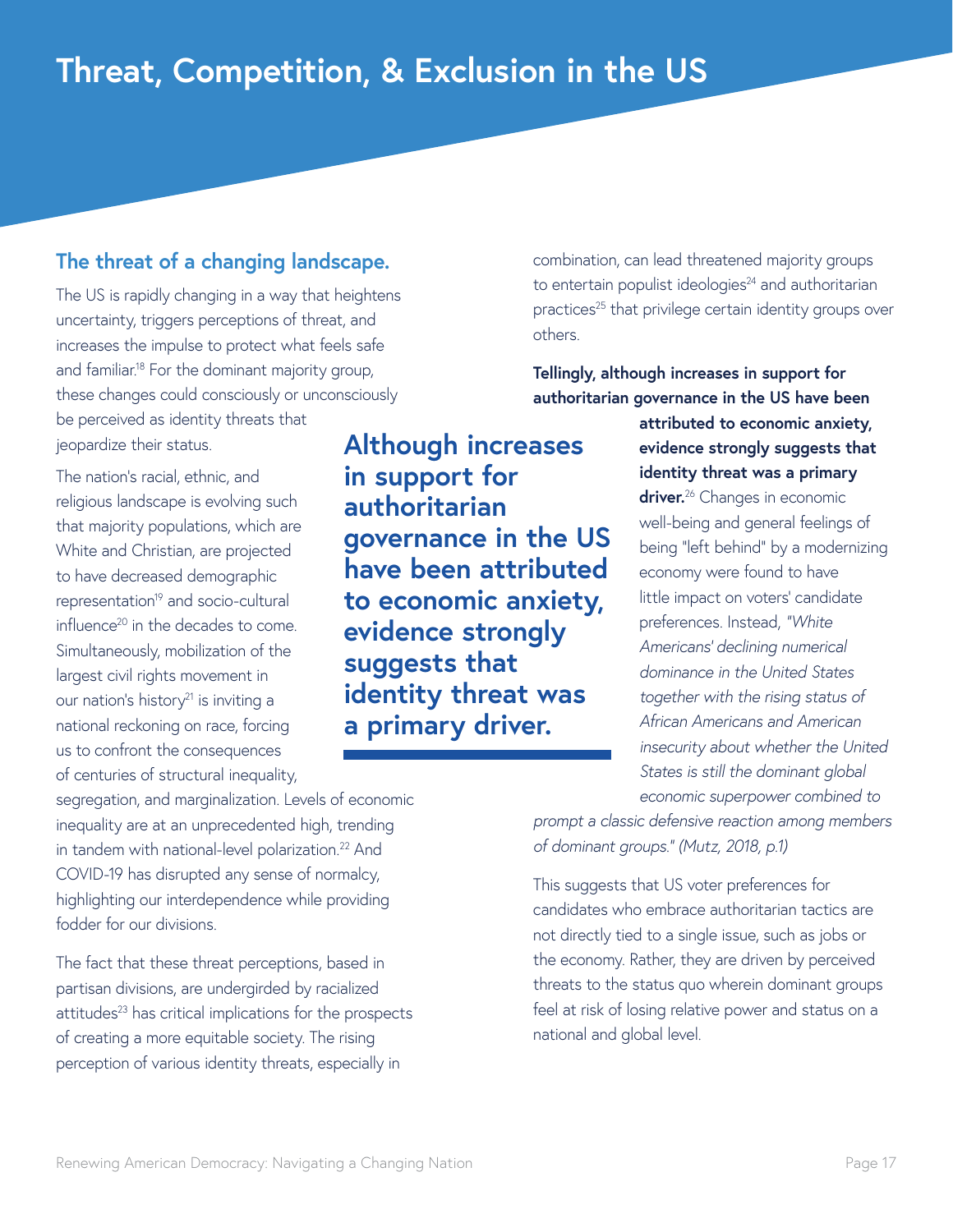# Threat, Competition, & Exclusion in the US

## The threat of a changing landscape.

The US is rapidly changing in a way that heightens uncertainty, triggers perceptions of threat, and increases the impulse to protect what feels safe and familiar.[18] For the dominant majority group, these changes could consciously or unconsciously be perceived as identity threats that jeopardize their status.

The nation's racial, ethnic, and religious landscape is evolving such that majority populations, which are White and Christian, are projected to have decreased demographic representation[19] and socio-cultural influence[20] in the decades to come. Simultaneously, mobilization of the largest civil rights movement in our nation's history[21] is inviting a national reckoning on race, forcing us to confront the consequences of centuries of structural inequality, segregation, and marginalization. Levels of economic inequality are at an unprecedented high, trending in tandem with national-level polarization.[22] And COVID-19 has disrupted any sense of normalcy, highlighting our interdependence while providing fodder for our divisions.

The fact that these threat perceptions, based in partisan divisions, are undergirded by racialized attitudes[23] has critical implications for the prospects of creating a more equitable society. The rising perception of various identity threats, especially in combination, can lead threatened majority groups to entertain populist ideologies[24] and authoritarian practices[25] that privilege certain identity groups over others.

**Although increases in support for authoritarian governance in the US have been attributed to economic anxiety, evidence strongly suggests that identity threat was a primary driver.**

**Tellingly, although increases in support for authoritarian governance in the US have been attributed to economic anxiety, evidence strongly suggests that identity threat was a primary driver.**[26] Changes in economic well-being and general feelings of being "left behind" by a modernizing economy were found to have little impact on voters' candidate preferences. Instead, *"White Americans' declining numerical dominance in the United States together with the rising status of African Americans and American insecurity about whether the United States is still the dominant global economic superpower combined to prompt a classic defensive reaction among members of dominant groups." (Mutz, 2018, p.1)*

This suggests that US voter preferences for candidates who embrace authoritarian tactics are not directly tied to a single issue, such as jobs or the economy. Rather, they are driven by perceived threats to the status quo wherein dominant groups feel at risk of losing relative power and status on a national and global level.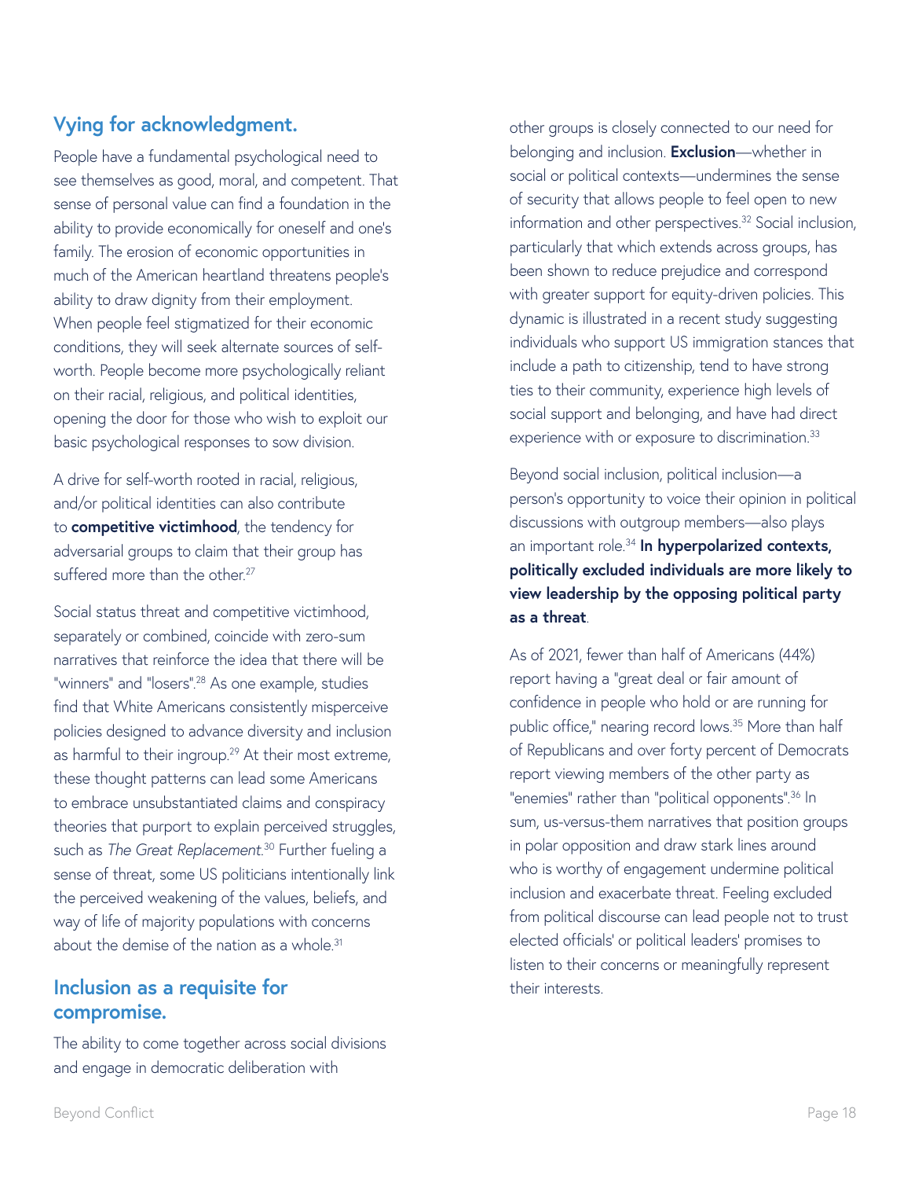## Vying for acknowledgment.

People have a fundamental psychological need to see themselves as good, moral, and competent. That sense of personal value can find a foundation in the ability to provide economically for oneself and one's family. The erosion of economic opportunities in much of the American heartland threatens people's ability to draw dignity from their employment. When people feel stigmatized for their economic conditions, they will seek alternate sources of self-worth. People become more psychologically reliant on their racial, religious, and political identities, opening the door for those who wish to exploit our basic psychological responses to sow division.

A drive for self-worth rooted in racial, religious, and/or political identities can also contribute to **competitive victimhood**, the tendency for adversarial groups to claim that their group has suffered more than the other.[27]

Social status threat and competitive victimhood, separately or combined, coincide with zero-sum narratives that reinforce the idea that there will be "winners" and "losers".[28] As one example, studies find that White Americans consistently misperceive policies designed to advance diversity and inclusion as harmful to their ingroup.[29] At their most extreme, these thought patterns can lead some Americans to embrace unsubstantiated claims and conspiracy theories that purport to explain perceived struggles, such as *The Great Replacement*.[30] Further fueling a sense of threat, some US politicians intentionally link the perceived weakening of the values, beliefs, and way of life of majority populations with concerns about the demise of the nation as a whole.[31]

## Inclusion as a requisite for compromise.

The ability to come together across social divisions and engage in democratic deliberation with other groups is closely connected to our need for belonging and inclusion. **Exclusion**—whether in social or political contexts—undermines the sense of security that allows people to feel open to new information and other perspectives.[32] Social inclusion, particularly that which extends across groups, has been shown to reduce prejudice and correspond with greater support for equity-driven policies. This dynamic is illustrated in a recent study suggesting individuals who support US immigration stances that include a path to citizenship, tend to have strong ties to their community, experience high levels of social support and belonging, and have had direct experience with or exposure to discrimination.[33]

Beyond social inclusion, political inclusion—a person's opportunity to voice their opinion in political discussions with outgroup members—also plays an important role.[34] **In hyperpolarized contexts, politically excluded individuals are more likely to view leadership by the opposing political party as a threat**.

As of 2021, fewer than half of Americans (44%) report having a "great deal or fair amount of confidence in people who hold or are running for public office," nearing record lows.[35] More than half of Republicans and over forty percent of Democrats report viewing members of the other party as "enemies" rather than "political opponents".[36] In sum, us-versus-them narratives that position groups in polar opposition and draw stark lines around who is worthy of engagement undermine political inclusion and exacerbate threat. Feeling excluded from political discourse can lead people not to trust elected officials' or political leaders' promises to listen to their concerns or meaningfully represent their interests.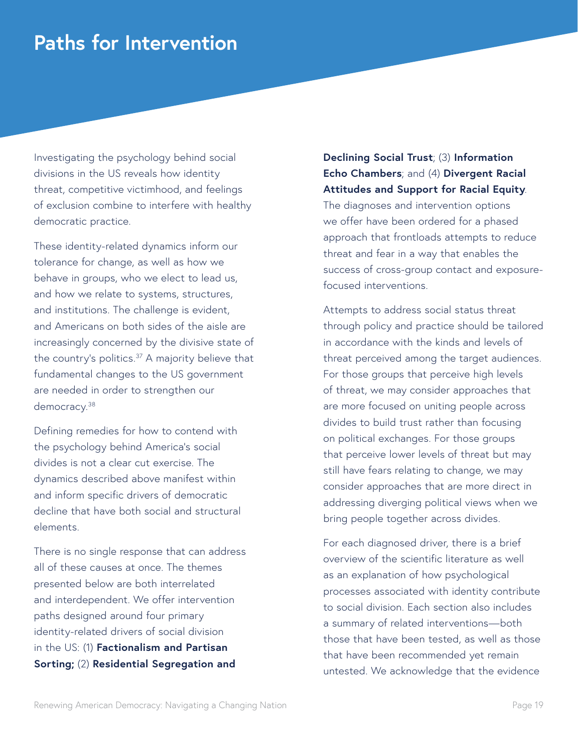# Paths for Intervention

Investigating the psychology behind social divisions in the US reveals how identity threat, competitive victimhood, and feelings of exclusion combine to interfere with healthy democratic practice.

These identity-related dynamics inform our tolerance for change, as well as how we behave in groups, who we elect to lead us, and how we relate to systems, structures, and institutions. The challenge is evident, and Americans on both sides of the aisle are increasingly concerned by the divisive state of the country's politics.[37] A majority believe that fundamental changes to the US government are needed in order to strengthen our democracy.[38]

Defining remedies for how to contend with the psychology behind America's social divides is not a clear cut exercise. The dynamics described above manifest within and inform specific drivers of democratic decline that have both social and structural elements.

There is no single response that can address all of these causes at once. The themes presented below are both interrelated and interdependent. We offer intervention paths designed around four primary identity-related drivers of social division in the US: (1) **Factionalism and Partisan Sorting;** (2) **Residential Segregation and Declining Social Trust**; (3) **Information Echo Chambers**; and (4) **Divergent Racial Attitudes and Support for Racial Equity**. The diagnoses and intervention options we offer have been ordered for a phased approach that frontloads attempts to reduce threat and fear in a way that enables the success of cross-group contact and exposure-focused interventions.

Attempts to address social status threat through policy and practice should be tailored in accordance with the kinds and levels of threat perceived among the target audiences. For those groups that perceive high levels of threat, we may consider approaches that are more focused on uniting people across divides to build trust rather than focusing on political exchanges. For those groups that perceive lower levels of threat but may still have fears relating to change, we may consider approaches that are more direct in addressing diverging political views when we bring people together across divides.

For each diagnosed driver, there is a brief overview of the scientific literature as well as an explanation of how psychological processes associated with identity contribute to social division. Each section also includes a summary of related interventions—both those that have been tested, as well as those that have been recommended yet remain untested. We acknowledge that the evidence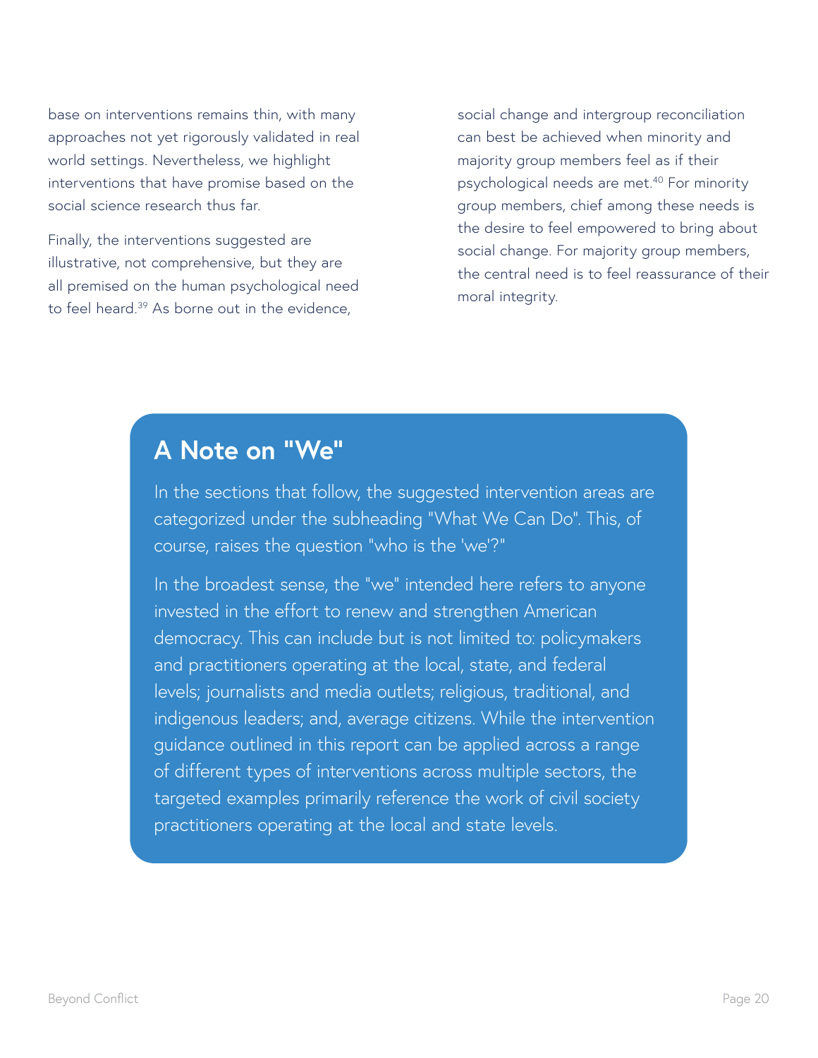base on interventions remains thin, with many approaches not yet rigorously validated in real world settings. Nevertheless, we highlight interventions that have promise based on the social science research thus far.

Finally, the interventions suggested are illustrative, not comprehensive, but they are all premised on the human psychological need to feel heard.[39] As borne out in the evidence, social change and intergroup reconciliation can best be achieved when minority and majority group members feel as if their psychological needs are met.[40] For minority group members, chief among these needs is the desire to feel empowered to bring about social change. For majority group members, the central need is to feel reassurance of their moral integrity.

## A Note on "We"

In the sections that follow, the suggested intervention areas are categorized under the subheading "What We Can Do". This, of course, raises the question "who is the 'we'?"

In the broadest sense, the "we" intended here refers to anyone invested in the effort to renew and strengthen American democracy. This can include but is not limited to: policymakers and practitioners operating at the local, state, and federal levels; journalists and media outlets; religious, traditional, and indigenous leaders; and, average citizens. While the intervention guidance outlined in this report can be applied across a range of different types of interventions across multiple sectors, the targeted examples primarily reference the work of civil society practitioners operating at the local and state levels.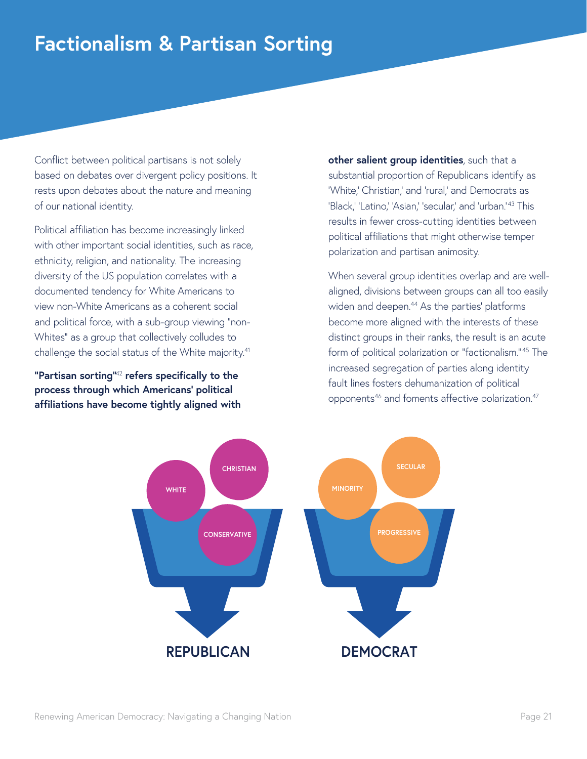# Factionalism & Partisan Sorting

Conflict between political partisans is not solely based on debates over divergent policy positions. It rests upon debates about the nature and meaning of our national identity.

Political affiliation has become increasingly linked with other important social identities, such as race, ethnicity, religion, and nationality. The increasing diversity of the US population correlates with a documented tendency for White Americans to view non-White Americans as a coherent social and political force, with a sub-group viewing "non-Whites" as a group that collectively colludes to challenge the social status of the White majority.[41]

**"Partisan sorting"[42] refers specifically to the process through which Americans' political affiliations have become tightly aligned with other salient group identities**, such that a substantial proportion of Republicans identify as 'White,' Christian,' and 'rural,' and Democrats as 'Black,' 'Latino,' 'Asian,' 'secular,' and 'urban.'[43] This results in fewer cross-cutting identities between political affiliations that might otherwise temper polarization and partisan animosity.

When several group identities overlap and are well-aligned, divisions between groups can all too easily widen and deepen.[44] As the parties' platforms become more aligned with the interests of these distinct groups in their ranks, the result is an acute form of political polarization or "factionalism."[45] The increased segregation of parties along identity fault lines fosters dehumanization of political opponents[46] and foments affective polarization.[47]

WHITE · CHRISTIAN · CONSERVATIVE → **REPUBLICAN**

MINORITY · SECULAR · PROGRESSIVE → **DEMOCRAT**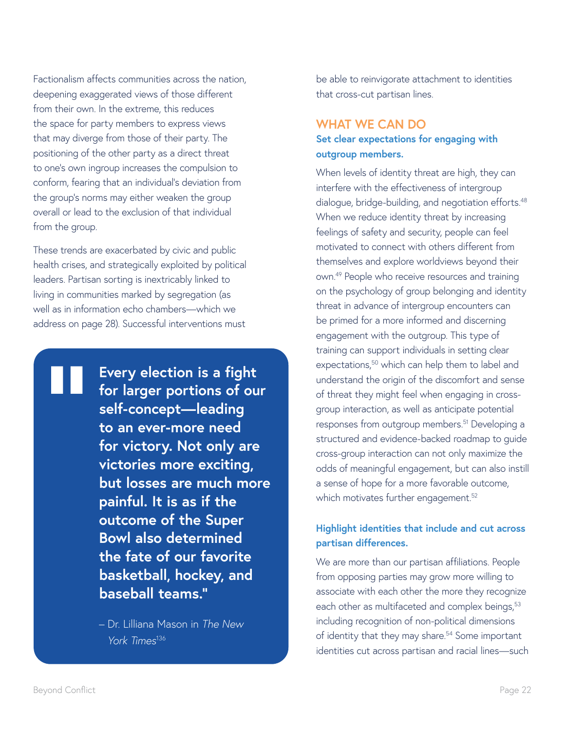Factionalism affects communities across the nation, deepening exaggerated views of those different from their own. In the extreme, this reduces the space for party members to express views that may diverge from those of their party. The positioning of the other party as a direct threat to one's own ingroup increases the compulsion to conform, fearing that an individual's deviation from the group's norms may either weaken the group overall or lead to the exclusion of that individual from the group.

These trends are exacerbated by civic and public health crises, and strategically exploited by political leaders. Partisan sorting is inextricably linked to living in communities marked by segregation (as well as in information echo chambers—which we address on page 28). Successful interventions must be able to reinvigorate attachment to identities that cross-cut partisan lines.

> **Every election is a fight for larger portions of our self-concept—leading to an ever-more need for victory. Not only are victories more exciting, but losses are much more painful. It is as if the outcome of the Super Bowl also determined the fate of our favorite basketball, hockey, and baseball teams."**
>
> – Dr. Lilliana Mason in *The New York Times*[136]

## WHAT WE CAN DO

### Set clear expectations for engaging with outgroup members.

When levels of identity threat are high, they can interfere with the effectiveness of intergroup dialogue, bridge-building, and negotiation efforts.[48] When we reduce identity threat by increasing feelings of safety and security, people can feel motivated to connect with others different from themselves and explore worldviews beyond their own.[49] People who receive resources and training on the psychology of group belonging and identity threat in advance of intergroup encounters can be primed for a more informed and discerning engagement with the outgroup. This type of training can support individuals in setting clear expectations,[50] which can help them to label and understand the origin of the discomfort and sense of threat they might feel when engaging in cross-group interaction, as well as anticipate potential responses from outgroup members.[51] Developing a structured and evidence-backed roadmap to guide cross-group interaction can not only maximize the odds of meaningful engagement, but can also instill a sense of hope for a more favorable outcome, which motivates further engagement.[52]

### Highlight identities that include and cut across partisan differences.

We are more than our partisan affiliations. People from opposing parties may grow more willing to associate with each other the more they recognize each other as multifaceted and complex beings,[53] including recognition of non-political dimensions of identity that they may share.[54] Some important identities cut across partisan and racial lines—such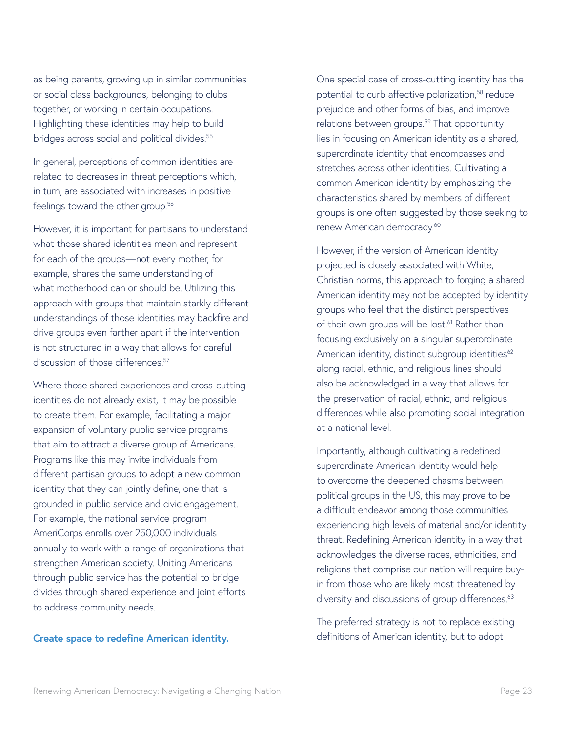as being parents, growing up in similar communities or social class backgrounds, belonging to clubs together, or working in certain occupations. Highlighting these identities may help to build bridges across social and political divides.[55]

In general, perceptions of common identities are related to decreases in threat perceptions which, in turn, are associated with increases in positive feelings toward the other group.[56]

However, it is important for partisans to understand what those shared identities mean and represent for each of the groups—not every mother, for example, shares the same understanding of what motherhood can or should be. Utilizing this approach with groups that maintain starkly different understandings of those identities may backfire and drive groups even farther apart if the intervention is not structured in a way that allows for careful discussion of those differences.[57]

Where those shared experiences and cross-cutting identities do not already exist, it may be possible to create them. For example, facilitating a major expansion of voluntary public service programs that aim to attract a diverse group of Americans. Programs like this may invite individuals from different partisan groups to adopt a new common identity that they can jointly define, one that is grounded in public service and civic engagement. For example, the national service program AmeriCorps enrolls over 250,000 individuals annually to work with a range of organizations that strengthen American society. Uniting Americans through public service has the potential to bridge divides through shared experience and joint efforts to address community needs.

**Create space to redefine American identity.**

One special case of cross-cutting identity has the potential to curb affective polarization,[58] reduce prejudice and other forms of bias, and improve relations between groups.[59] That opportunity lies in focusing on American identity as a shared, superordinate identity that encompasses and stretches across other identities. Cultivating a common American identity by emphasizing the characteristics shared by members of different groups is one often suggested by those seeking to renew American democracy.[60]

However, if the version of American identity projected is closely associated with White, Christian norms, this approach to forging a shared American identity may not be accepted by identity groups who feel that the distinct perspectives of their own groups will be lost.[61] Rather than focusing exclusively on a singular superordinate American identity, distinct subgroup identities[62] along racial, ethnic, and religious lines should also be acknowledged in a way that allows for the preservation of racial, ethnic, and religious differences while also promoting social integration at a national level.

Importantly, although cultivating a redefined superordinate American identity would help to overcome the deepened chasms between political groups in the US, this may prove to be a difficult endeavor among those communities experiencing high levels of material and/or identity threat. Redefining American identity in a way that acknowledges the diverse races, ethnicities, and religions that comprise our nation will require buy-in from those who are likely most threatened by diversity and discussions of group differences.[63]

The preferred strategy is not to replace existing definitions of American identity, but to adopt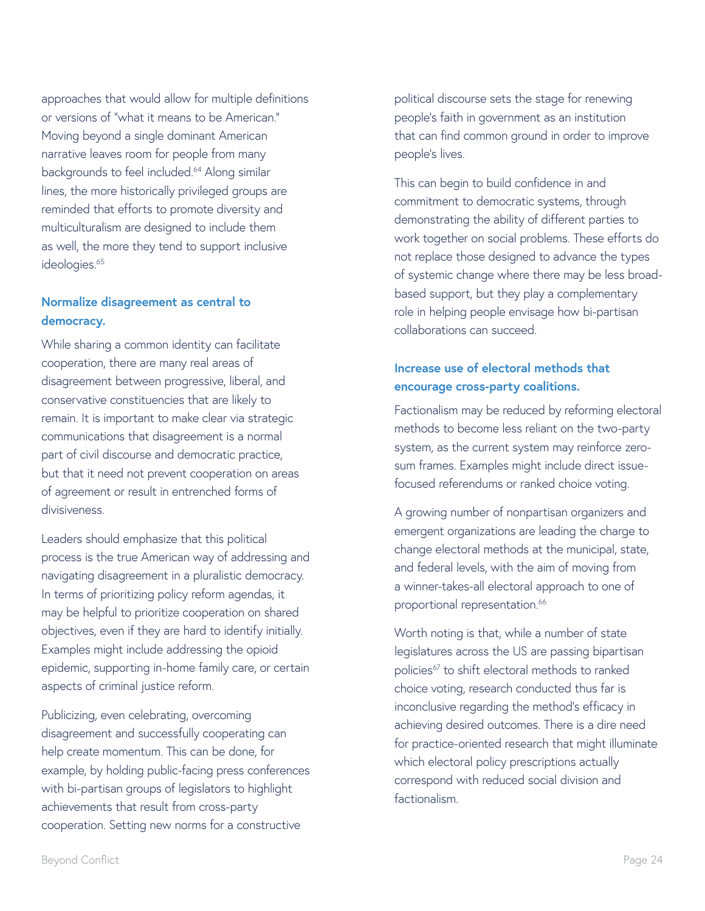approaches that would allow for multiple definitions or versions of "what it means to be American." Moving beyond a single dominant American narrative leaves room for people from many backgrounds to feel included.[64] Along similar lines, the more historically privileged groups are reminded that efforts to promote diversity and multiculturalism are designed to include them as well, the more they tend to support inclusive ideologies.[65]

### Normalize disagreement as central to democracy.

While sharing a common identity can facilitate cooperation, there are many real areas of disagreement between progressive, liberal, and conservative constituencies that are likely to remain. It is important to make clear via strategic communications that disagreement is a normal part of civil discourse and democratic practice, but that it need not prevent cooperation on areas of agreement or result in entrenched forms of divisiveness.

Leaders should emphasize that this political process is the true American way of addressing and navigating disagreement in a pluralistic democracy. In terms of prioritizing policy reform agendas, it may be helpful to prioritize cooperation on shared objectives, even if they are hard to identify initially. Examples might include addressing the opioid epidemic, supporting in-home family care, or certain aspects of criminal justice reform.

Publicizing, even celebrating, overcoming disagreement and successfully cooperating can help create momentum. This can be done, for example, by holding public-facing press conferences with bi-partisan groups of legislators to highlight achievements that result from cross-party cooperation. Setting new norms for a constructive political discourse sets the stage for renewing people's faith in government as an institution that can find common ground in order to improve people's lives.

This can begin to build confidence in and commitment to democratic systems, through demonstrating the ability of different parties to work together on social problems. These efforts do not replace those designed to advance the types of systemic change where there may be less broad-based support, but they play a complementary role in helping people envisage how bi-partisan collaborations can succeed.

### Increase use of electoral methods that encourage cross-party coalitions.

Factionalism may be reduced by reforming electoral methods to become less reliant on the two-party system, as the current system may reinforce zero-sum frames. Examples might include direct issue-focused referendums or ranked choice voting.

A growing number of nonpartisan organizers and emergent organizations are leading the charge to change electoral methods at the municipal, state, and federal levels, with the aim of moving from a winner-takes-all electoral approach to one of proportional representation.[66]

Worth noting is that, while a number of state legislatures across the US are passing bipartisan policies[67] to shift electoral methods to ranked choice voting, research conducted thus far is inconclusive regarding the method's efficacy in achieving desired outcomes. There is a dire need for practice-oriented research that might illuminate which electoral policy prescriptions actually correspond with reduced social division and factionalism.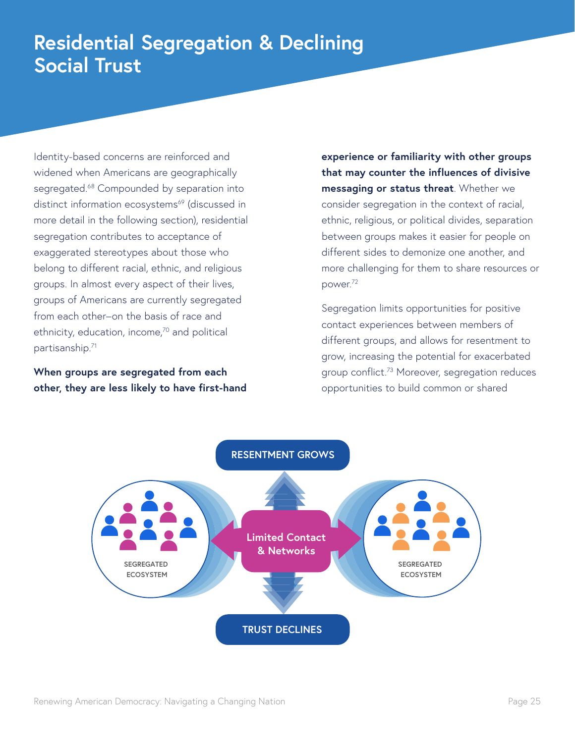# Residential Segregation & Declining Social Trust

Identity-based concerns are reinforced and widened when Americans are geographically segregated.[68] Compounded by separation into distinct information ecosystems[69] (discussed in more detail in the following section), residential segregation contributes to acceptance of exaggerated stereotypes about those who belong to different racial, ethnic, and religious groups. In almost every aspect of their lives, groups of Americans are currently segregated from each other–on the basis of race and ethnicity, education, income,[70] and political partisanship.[71]

**When groups are segregated from each other, they are less likely to have first-hand experience or familiarity with other groups that may counter the influences of divisive messaging or status threat**. Whether we consider segregation in the context of racial, ethnic, religious, or political divides, separation between groups makes it easier for people on different sides to demonize one another, and more challenging for them to share resources or power.[72]

Segregation limits opportunities for positive contact experiences between members of different groups, and allows for resentment to grow, increasing the potential for exacerbated group conflict.[73] Moreover, segregation reduces opportunities to build common or shared

RESENTMENT GROWS

SEGREGATED ECOSYSTEM

Limited Contact & Networks

SEGREGATED ECOSYSTEM

TRUST DECLINES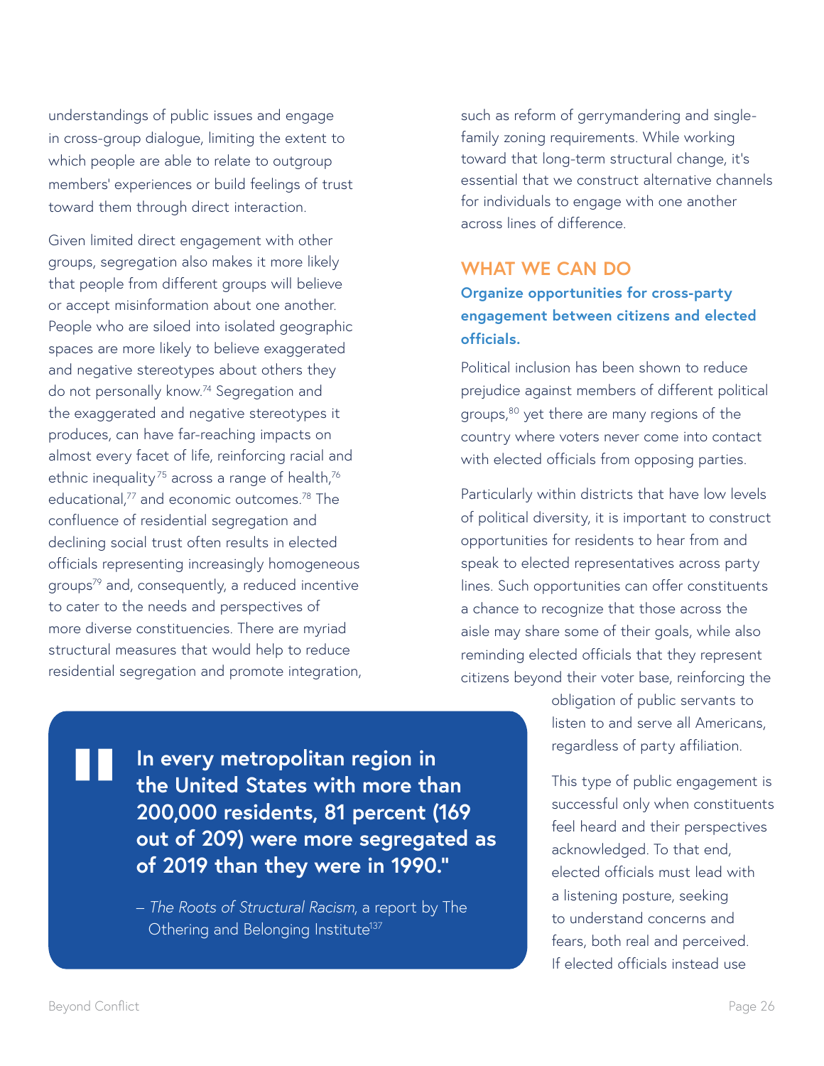understandings of public issues and engage in cross-group dialogue, limiting the extent to which people are able to relate to outgroup members' experiences or build feelings of trust toward them through direct interaction.

Given limited direct engagement with other groups, segregation also makes it more likely that people from different groups will believe or accept misinformation about one another. People who are siloed into isolated geographic spaces are more likely to believe exaggerated and negative stereotypes about others they do not personally know.[74] Segregation and the exaggerated and negative stereotypes it produces, can have far-reaching impacts on almost every facet of life, reinforcing racial and ethnic inequality[75] across a range of health,[76] educational,[77] and economic outcomes.[78] The confluence of residential segregation and declining social trust often results in elected officials representing increasingly homogeneous groups[79] and, consequently, a reduced incentive to cater to the needs and perspectives of more diverse constituencies. There are myriad structural measures that would help to reduce residential segregation and promote integration, such as reform of gerrymandering and single-family zoning requirements. While working toward that long-term structural change, it's essential that we construct alternative channels for individuals to engage with one another across lines of difference.

> **In every metropolitan region in the United States with more than 200,000 residents, 81 percent (169 out of 209) were more segregated as of 2019 than they were in 1990."**
>
> – *The Roots of Structural Racism*, a report by The Othering and Belonging Institute[137]

## WHAT WE CAN DO

### Organize opportunities for cross-party engagement between citizens and elected officials.

Political inclusion has been shown to reduce prejudice against members of different political groups,[80] yet there are many regions of the country where voters never come into contact with elected officials from opposing parties.

Particularly within districts that have low levels of political diversity, it is important to construct opportunities for residents to hear from and speak to elected representatives across party lines. Such opportunities can offer constituents a chance to recognize that those across the aisle may share some of their goals, while also reminding elected officials that they represent citizens beyond their voter base, reinforcing the obligation of public servants to listen to and serve all Americans, regardless of party affiliation.

This type of public engagement is successful only when constituents feel heard and their perspectives acknowledged. To that end, elected officials must lead with a listening posture, seeking to understand concerns and fears, both real and perceived. If elected officials instead use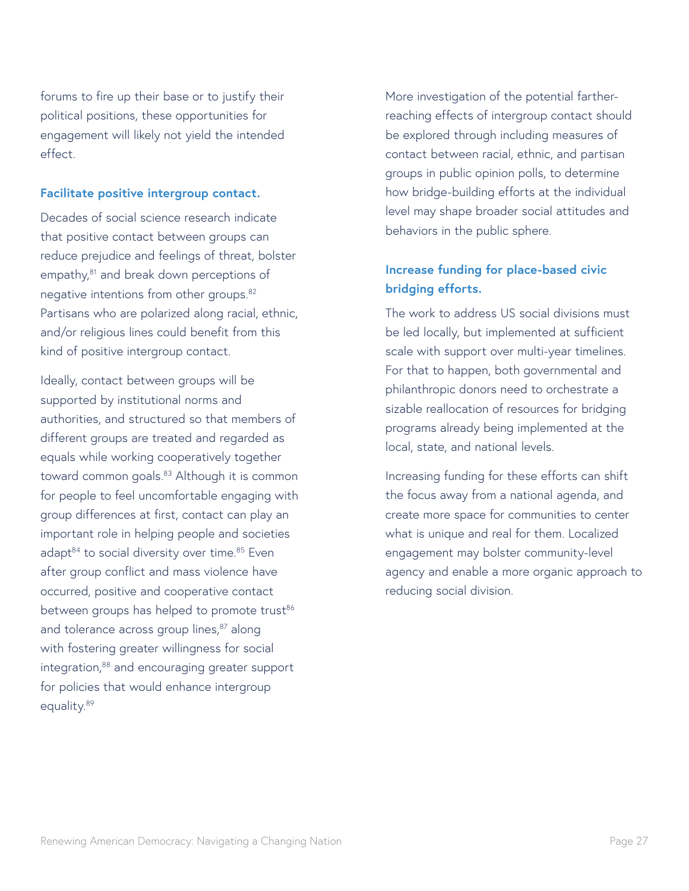forums to fire up their base or to justify their political positions, these opportunities for engagement will likely not yield the intended effect.

### Facilitate positive intergroup contact.

Decades of social science research indicate that positive contact between groups can reduce prejudice and feelings of threat, bolster empathy,[81] and break down perceptions of negative intentions from other groups.[82] Partisans who are polarized along racial, ethnic, and/or religious lines could benefit from this kind of positive intergroup contact.

Ideally, contact between groups will be supported by institutional norms and authorities, and structured so that members of different groups are treated and regarded as equals while working cooperatively together toward common goals.[83] Although it is common for people to feel uncomfortable engaging with group differences at first, contact can play an important role in helping people and societies adapt[84] to social diversity over time.[85] Even after group conflict and mass violence have occurred, positive and cooperative contact between groups has helped to promote trust[86] and tolerance across group lines,[87] along with fostering greater willingness for social integration,[88] and encouraging greater support for policies that would enhance intergroup equality.[89]

More investigation of the potential farther-reaching effects of intergroup contact should be explored through including measures of contact between racial, ethnic, and partisan groups in public opinion polls, to determine how bridge-building efforts at the individual level may shape broader social attitudes and behaviors in the public sphere.

### Increase funding for place-based civic bridging efforts.

The work to address US social divisions must be led locally, but implemented at sufficient scale with support over multi-year timelines. For that to happen, both governmental and philanthropic donors need to orchestrate a sizable reallocation of resources for bridging programs already being implemented at the local, state, and national levels.

Increasing funding for these efforts can shift the focus away from a national agenda, and create more space for communities to center what is unique and real for them. Localized engagement may bolster community-level agency and enable a more organic approach to reducing social division.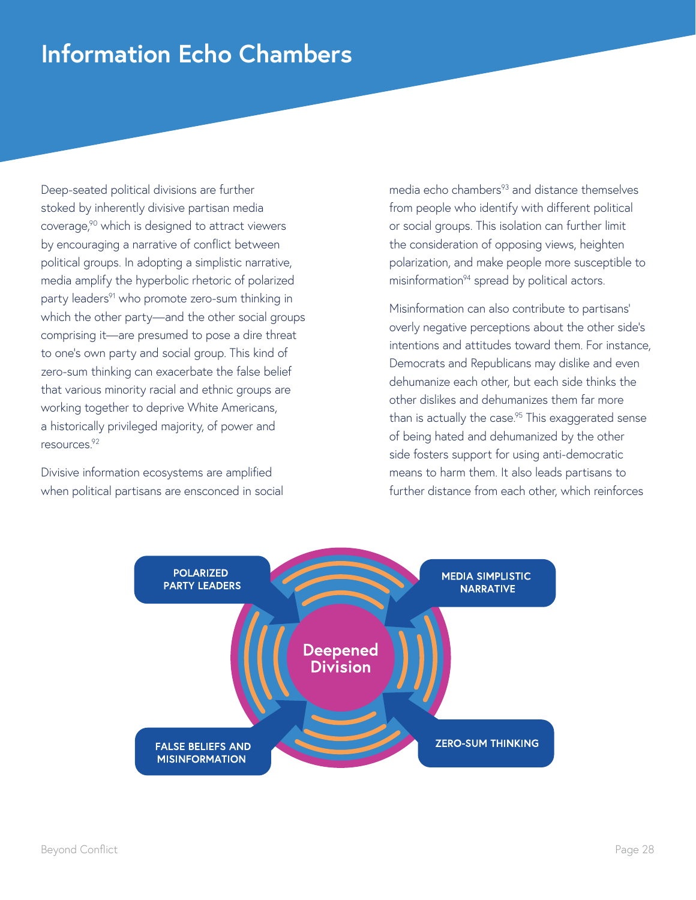# Information Echo Chambers

Deep-seated political divisions are further stoked by inherently divisive partisan media coverage,[90] which is designed to attract viewers by encouraging a narrative of conflict between political groups. In adopting a simplistic narrative, media amplify the hyperbolic rhetoric of polarized party leaders[91] who promote zero-sum thinking in which the other party—and the other social groups comprising it—are presumed to pose a dire threat to one's own party and social group. This kind of zero-sum thinking can exacerbate the false belief that various minority racial and ethnic groups are working together to deprive White Americans, a historically privileged majority, of power and resources.[92]

Divisive information ecosystems are amplified when political partisans are ensconced in social media echo chambers[93] and distance themselves from people who identify with different political or social groups. This isolation can further limit the consideration of opposing views, heighten polarization, and make people more susceptible to misinformation[94] spread by political actors.

Misinformation can also contribute to partisans' overly negative perceptions about the other side's intentions and attitudes toward them. For instance, Democrats and Republicans may dislike and even dehumanize each other, but each side thinks the other dislikes and dehumanizes them far more than is actually the case.[95] This exaggerated sense of being hated and dehumanized by the other side fosters support for using anti-democratic means to harm them. It also leads partisans to further distance from each other, which reinforces

POLARIZED PARTY LEADERS

MEDIA SIMPLISTIC NARRATIVE

Deepened Division

FALSE BELIEFS AND MISINFORMATION

ZERO-SUM THINKING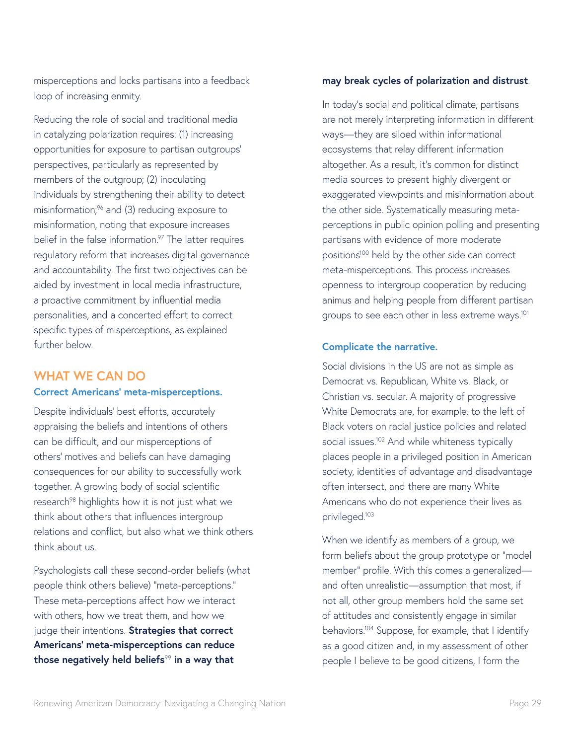misperceptions and locks partisans into a feedback loop of increasing enmity.

Reducing the role of social and traditional media in catalyzing polarization requires: (1) increasing opportunities for exposure to partisan outgroups' perspectives, particularly as represented by members of the outgroup; (2) inoculating individuals by strengthening their ability to detect misinformation;[96] and (3) reducing exposure to misinformation, noting that exposure increases belief in the false information.[97] The latter requires regulatory reform that increases digital governance and accountability. The first two objectives can be aided by investment in local media infrastructure, a proactive commitment by influential media personalities, and a concerted effort to correct specific types of misperceptions, as explained further below.

## WHAT WE CAN DO

### Correct Americans' meta-misperceptions.

Despite individuals' best efforts, accurately appraising the beliefs and intentions of others can be difficult, and our misperceptions of others' motives and beliefs can have damaging consequences for our ability to successfully work together. A growing body of social scientific research[98] highlights how it is not just what we think about others that influences intergroup relations and conflict, but also what we think others think about us.

Psychologists call these second-order beliefs (what people think others believe) "meta-perceptions." These meta-perceptions affect how we interact with others, how we treat them, and how we judge their intentions. **Strategies that correct Americans' meta-misperceptions can reduce those negatively held beliefs**[99] **in a way that may break cycles of polarization and distrust**.

In today's social and political climate, partisans are not merely interpreting information in different ways—they are siloed within informational ecosystems that relay different information altogether. As a result, it's common for distinct media sources to present highly divergent or exaggerated viewpoints and misinformation about the other side. Systematically measuring meta-perceptions in public opinion polling and presenting partisans with evidence of more moderate positions[100] held by the other side can correct meta-misperceptions. This process increases openness to intergroup cooperation by reducing animus and helping people from different partisan groups to see each other in less extreme ways.[101]

### Complicate the narrative.

Social divisions in the US are not as simple as Democrat vs. Republican, White vs. Black, or Christian vs. secular. A majority of progressive White Democrats are, for example, to the left of Black voters on racial justice policies and related social issues.[102] And while whiteness typically places people in a privileged position in American society, identities of advantage and disadvantage often intersect, and there are many White Americans who do not experience their lives as privileged.[103]

When we identify as members of a group, we form beliefs about the group prototype or "model member" profile. With this comes a generalized—and often unrealistic—assumption that most, if not all, other group members hold the same set of attitudes and consistently engage in similar behaviors.[104] Suppose, for example, that I identify as a good citizen and, in my assessment of other people I believe to be good citizens, I form the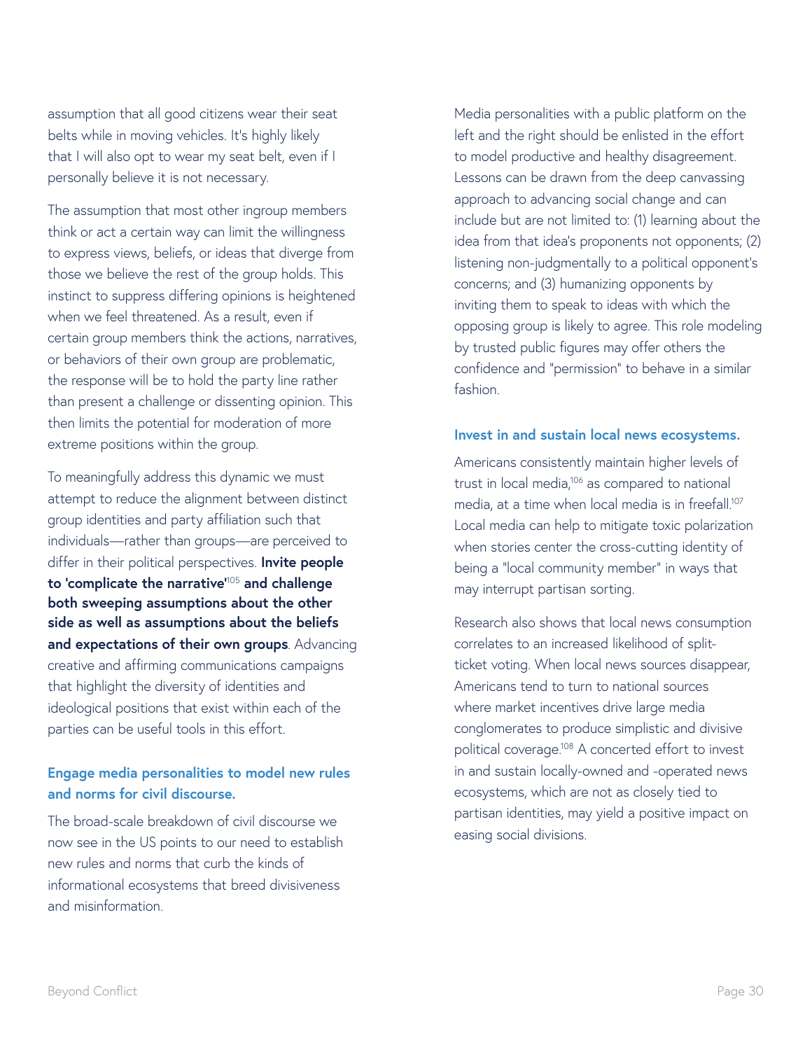assumption that all good citizens wear their seat belts while in moving vehicles. It's highly likely that I will also opt to wear my seat belt, even if I personally believe it is not necessary.

The assumption that most other ingroup members think or act a certain way can limit the willingness to express views, beliefs, or ideas that diverge from those we believe the rest of the group holds. This instinct to suppress differing opinions is heightened when we feel threatened. As a result, even if certain group members think the actions, narratives, or behaviors of their own group are problematic, the response will be to hold the party line rather than present a challenge or dissenting opinion. This then limits the potential for moderation of more extreme positions within the group.

To meaningfully address this dynamic we must attempt to reduce the alignment between distinct group identities and party affiliation such that individuals—rather than groups—are perceived to differ in their political perspectives. **Invite people to 'complicate the narrative'[105] and challenge both sweeping assumptions about the other side as well as assumptions about the beliefs and expectations of their own groups**. Advancing creative and affirming communications campaigns that highlight the diversity of identities and ideological positions that exist within each of the parties can be useful tools in this effort.

### Engage media personalities to model new rules and norms for civil discourse.

The broad-scale breakdown of civil discourse we now see in the US points to our need to establish new rules and norms that curb the kinds of informational ecosystems that breed divisiveness and misinformation.

Media personalities with a public platform on the left and the right should be enlisted in the effort to model productive and healthy disagreement. Lessons can be drawn from the deep canvassing approach to advancing social change and can include but are not limited to: (1) learning about the idea from that idea's proponents not opponents; (2) listening non-judgmentally to a political opponent's concerns; and (3) humanizing opponents by inviting them to speak to ideas with which the opposing group is likely to agree. This role modeling by trusted public figures may offer others the confidence and "permission" to behave in a similar fashion.

### Invest in and sustain local news ecosystems.

Americans consistently maintain higher levels of trust in local media,[106] as compared to national media, at a time when local media is in freefall.[107] Local media can help to mitigate toxic polarization when stories center the cross-cutting identity of being a "local community member" in ways that may interrupt partisan sorting.

Research also shows that local news consumption correlates to an increased likelihood of split-ticket voting. When local news sources disappear, Americans tend to turn to national sources where market incentives drive large media conglomerates to produce simplistic and divisive political coverage.[108] A concerted effort to invest in and sustain locally-owned and -operated news ecosystems, which are not as closely tied to partisan identities, may yield a positive impact on easing social divisions.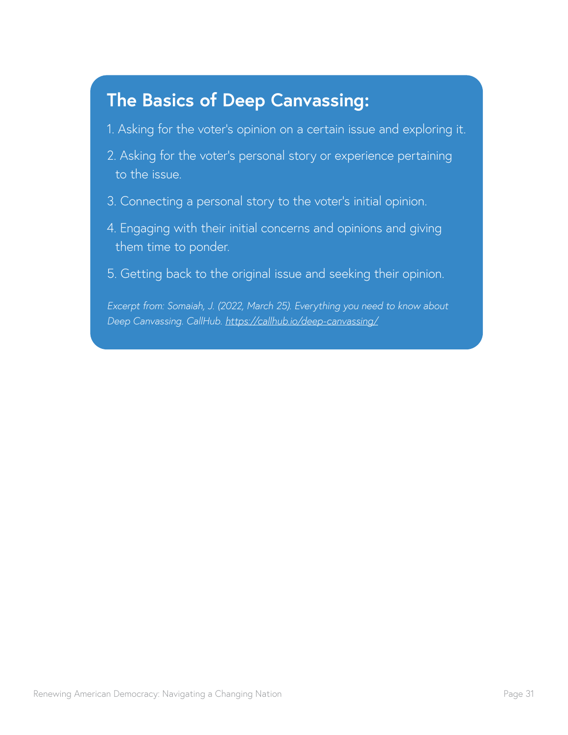## The Basics of Deep Canvassing:

1. Asking for the voter's opinion on a certain issue and exploring it.
2. Asking for the voter's personal story or experience pertaining to the issue.
3. Connecting a personal story to the voter's initial opinion.
4. Engaging with their initial concerns and opinions and giving them time to ponder.
5. Getting back to the original issue and seeking their opinion.

*Excerpt from: Somaiah, J. (2022, March 25). Everything you need to know about Deep Canvassing. CallHub. [https://callhub.io/deep-canvassing/](https://callhub.io/deep-canvassing/)*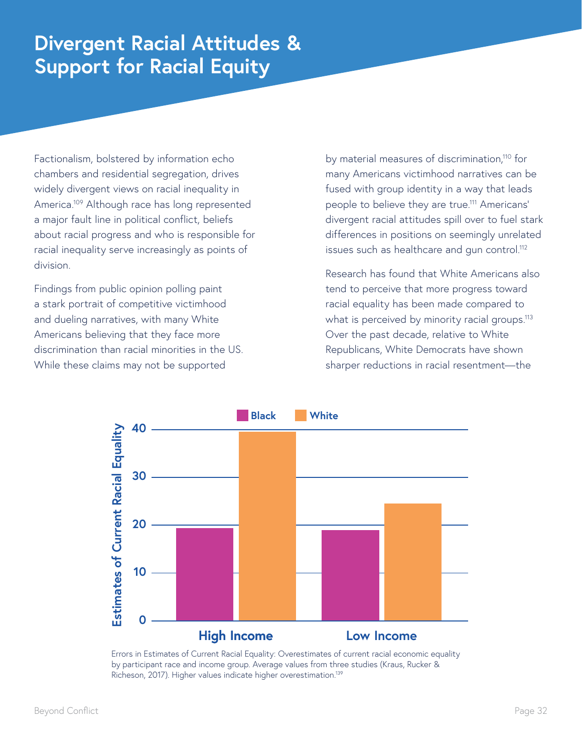# Divergent Racial Attitudes & Support for Racial Equity

Factionalism, bolstered by information echo chambers and residential segregation, drives widely divergent views on racial inequality in America.[109] Although race has long represented a major fault line in political conflict, beliefs about racial progress and who is responsible for racial inequality serve increasingly as points of division.

Findings from public opinion polling paint a stark portrait of competitive victimhood and dueling narratives, with many White Americans believing that they face more discrimination than racial minorities in the US. While these claims may not be supported by material measures of discrimination,[110] for many Americans victimhood narratives can be fused with group identity in a way that leads people to believe they are true.[111] Americans' divergent racial attitudes spill over to fuel stark differences in positions on seemingly unrelated issues such as healthcare and gun control.[112]

Research has found that White Americans also tend to perceive that more progress toward racial equality has been made compared to what is perceived by minority racial groups.[113] Over the past decade, relative to White Republicans, White Democrats have shown sharper reductions in racial resentment—the

Errors in Estimates of Current Racial Equality: Overestimates of current racial economic equality by participant race and income group. Average values from three studies (Kraus, Rucker & Richeson, 2017). Higher values indicate higher overestimation.[139]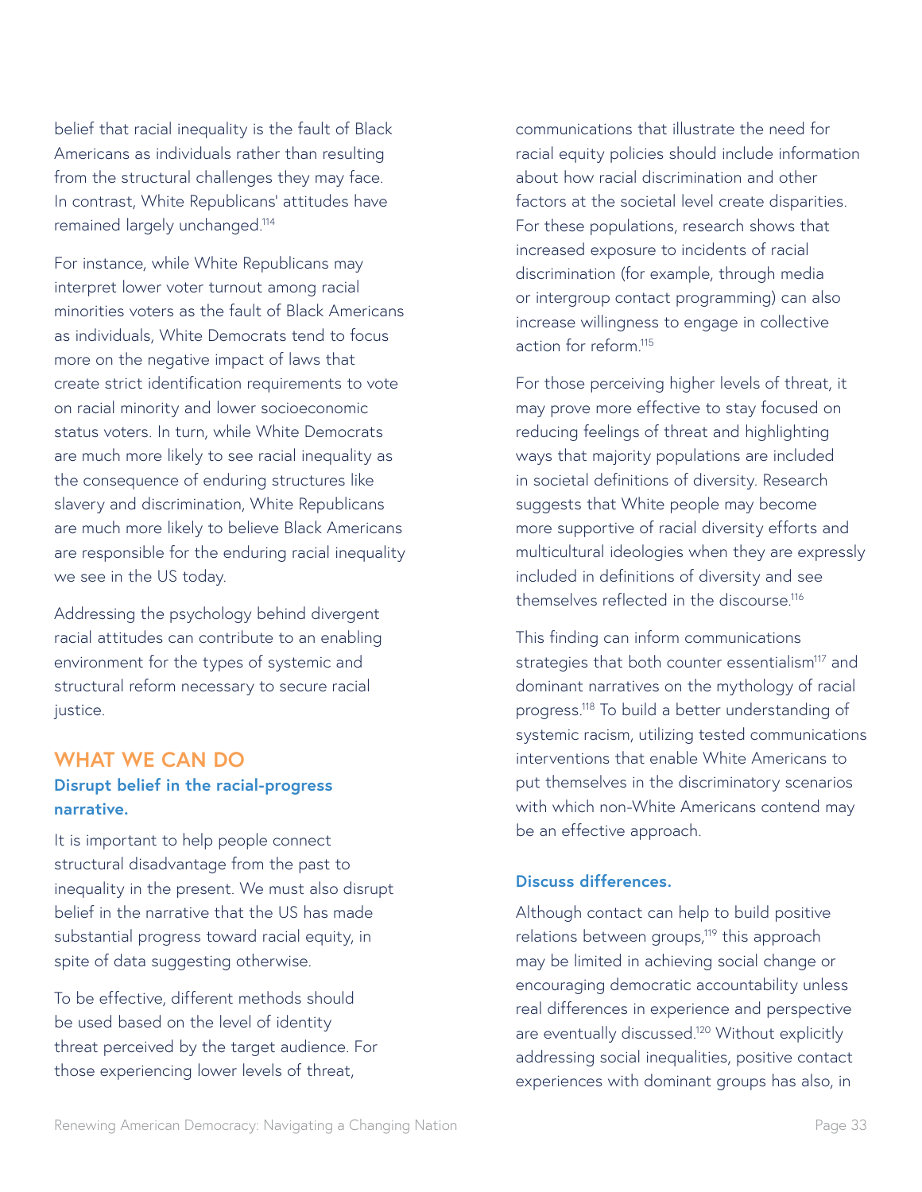belief that racial inequality is the fault of Black Americans as individuals rather than resulting from the structural challenges they may face. In contrast, White Republicans' attitudes have remained largely unchanged.[114]

For instance, while White Republicans may interpret lower voter turnout among racial minorities voters as the fault of Black Americans as individuals, White Democrats tend to focus more on the negative impact of laws that create strict identification requirements to vote on racial minority and lower socioeconomic status voters. In turn, while White Democrats are much more likely to see racial inequality as the consequence of enduring structures like slavery and discrimination, White Republicans are much more likely to believe Black Americans are responsible for the enduring racial inequality we see in the US today.

Addressing the psychology behind divergent racial attitudes can contribute to an enabling environment for the types of systemic and structural reform necessary to secure racial justice.

## WHAT WE CAN DO

### Disrupt belief in the racial-progress narrative.

It is important to help people connect structural disadvantage from the past to inequality in the present. We must also disrupt belief in the narrative that the US has made substantial progress toward racial equity, in spite of data suggesting otherwise.

To be effective, different methods should be used based on the level of identity threat perceived by the target audience. For those experiencing lower levels of threat, communications that illustrate the need for racial equity policies should include information about how racial discrimination and other factors at the societal level create disparities. For these populations, research shows that increased exposure to incidents of racial discrimination (for example, through media or intergroup contact programming) can also increase willingness to engage in collective action for reform.[115]

For those perceiving higher levels of threat, it may prove more effective to stay focused on reducing feelings of threat and highlighting ways that majority populations are included in societal definitions of diversity. Research suggests that White people may become more supportive of racial diversity efforts and multicultural ideologies when they are expressly included in definitions of diversity and see themselves reflected in the discourse.[116]

This finding can inform communications strategies that both counter essentialism[117] and dominant narratives on the mythology of racial progress.[118] To build a better understanding of systemic racism, utilizing tested communications interventions that enable White Americans to put themselves in the discriminatory scenarios with which non-White Americans contend may be an effective approach.

### Discuss differences.

Although contact can help to build positive relations between groups,[119] this approach may be limited in achieving social change or encouraging democratic accountability unless real differences in experience and perspective are eventually discussed.[120] Without explicitly addressing social inequalities, positive contact experiences with dominant groups has also, in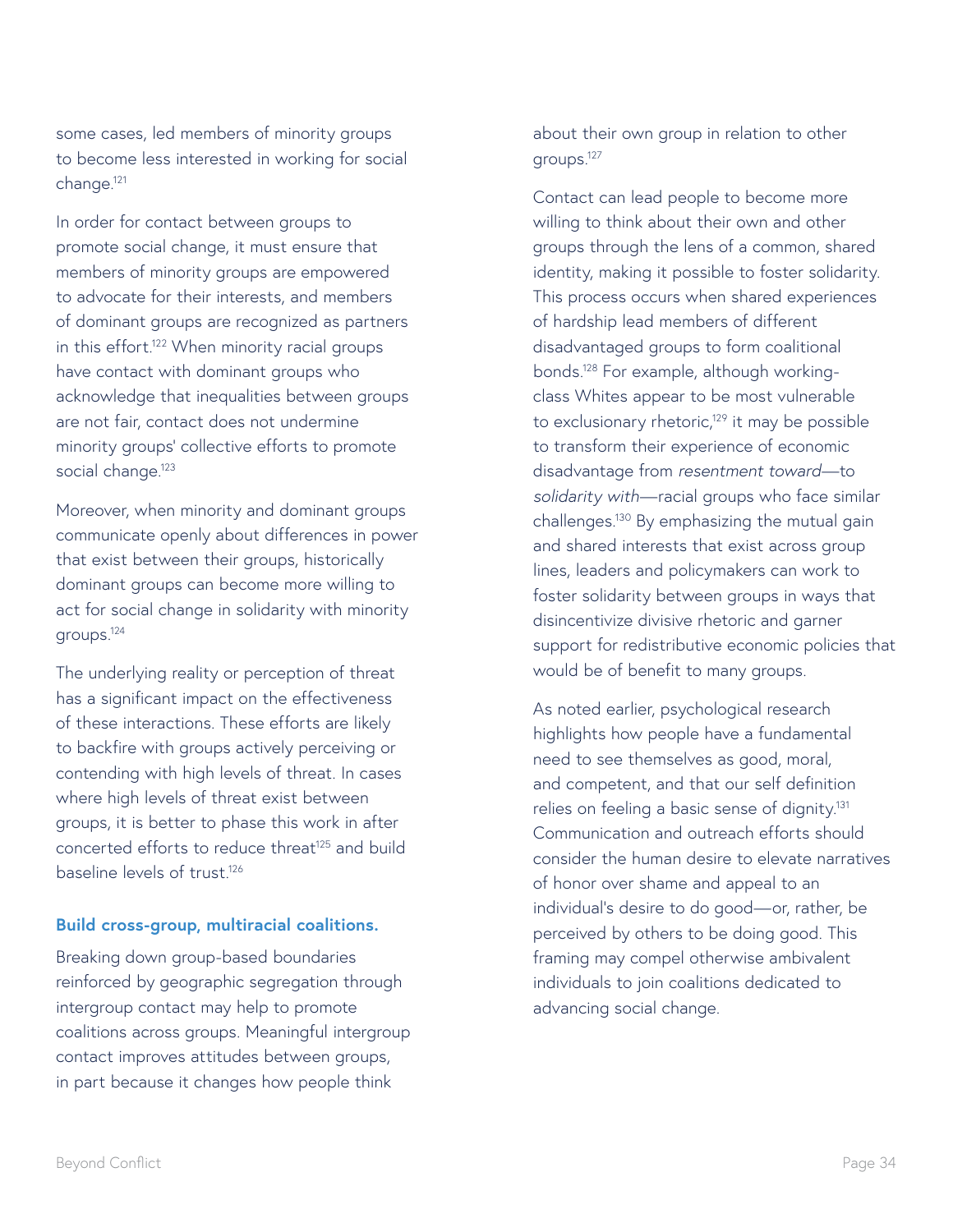some cases, led members of minority groups to become less interested in working for social change.[121]

In order for contact between groups to promote social change, it must ensure that members of minority groups are empowered to advocate for their interests, and members of dominant groups are recognized as partners in this effort.[122] When minority racial groups have contact with dominant groups who acknowledge that inequalities between groups are not fair, contact does not undermine minority groups' collective efforts to promote social change.[123]

Moreover, when minority and dominant groups communicate openly about differences in power that exist between their groups, historically dominant groups can become more willing to act for social change in solidarity with minority groups.[124]

The underlying reality or perception of threat has a significant impact on the effectiveness of these interactions. These efforts are likely to backfire with groups actively perceiving or contending with high levels of threat. In cases where high levels of threat exist between groups, it is better to phase this work in after concerted efforts to reduce threat[125] and build baseline levels of trust.[126]

### Build cross-group, multiracial coalitions.

Breaking down group-based boundaries reinforced by geographic segregation through intergroup contact may help to promote coalitions across groups. Meaningful intergroup contact improves attitudes between groups, in part because it changes how people think about their own group in relation to other groups.[127]

Contact can lead people to become more willing to think about their own and other groups through the lens of a common, shared identity, making it possible to foster solidarity. This process occurs when shared experiences of hardship lead members of different disadvantaged groups to form coalitional bonds.[128] For example, although working-class Whites appear to be most vulnerable to exclusionary rhetoric,[129] it may be possible to transform their experience of economic disadvantage from *resentment toward*—to *solidarity with*—racial groups who face similar challenges.[130] By emphasizing the mutual gain and shared interests that exist across group lines, leaders and policymakers can work to foster solidarity between groups in ways that disincentivize divisive rhetoric and garner support for redistributive economic policies that would be of benefit to many groups.

As noted earlier, psychological research highlights how people have a fundamental need to see themselves as good, moral, and competent, and that our self definition relies on feeling a basic sense of dignity.[131] Communication and outreach efforts should consider the human desire to elevate narratives of honor over shame and appeal to an individual's desire to do good—or, rather, be perceived by others to be doing good. This framing may compel otherwise ambivalent individuals to join coalitions dedicated to advancing social change.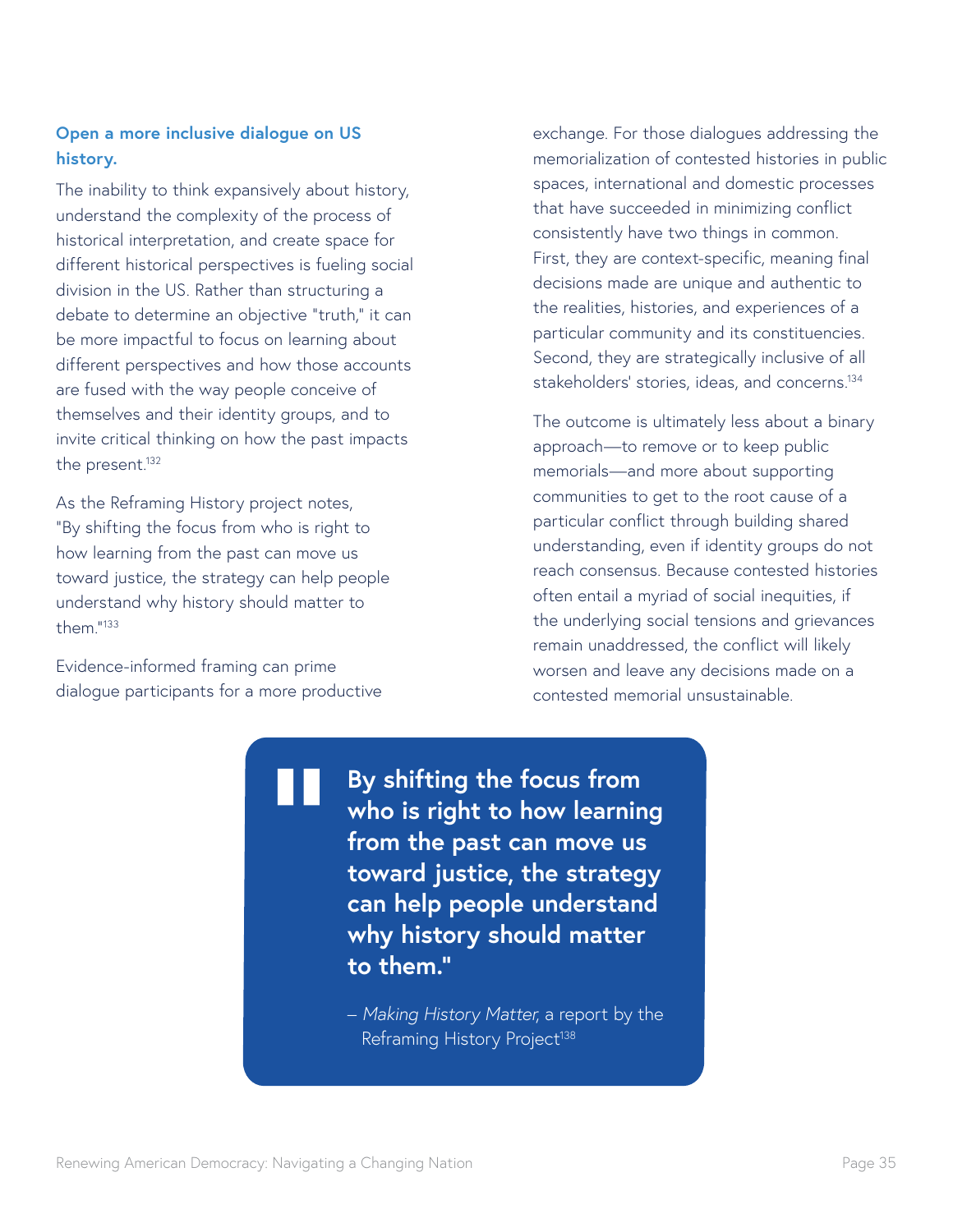**Open a more inclusive dialogue on US history.**

The inability to think expansively about history, understand the complexity of the process of historical interpretation, and create space for different historical perspectives is fueling social division in the US. Rather than structuring a debate to determine an objective "truth," it can be more impactful to focus on learning about different perspectives and how those accounts are fused with the way people conceive of themselves and their identity groups, and to invite critical thinking on how the past impacts the present.[132]

As the Reframing History project notes, "By shifting the focus from who is right to how learning from the past can move us toward justice, the strategy can help people understand why history should matter to them."[133]

Evidence-informed framing can prime dialogue participants for a more productive exchange. For those dialogues addressing the memorialization of contested histories in public spaces, international and domestic processes that have succeeded in minimizing conflict consistently have two things in common. First, they are context-specific, meaning final decisions made are unique and authentic to the realities, histories, and experiences of a particular community and its constituencies. Second, they are strategically inclusive of all stakeholders' stories, ideas, and concerns.[134]

The outcome is ultimately less about a binary approach—to remove or to keep public memorials—and more about supporting communities to get to the root cause of a particular conflict through building shared understanding, even if identity groups do not reach consensus. Because contested histories often entail a myriad of social inequities, if the underlying social tensions and grievances remain unaddressed, the conflict will likely worsen and leave any decisions made on a contested memorial unsustainable.

> **By shifting the focus from who is right to how learning from the past can move us toward justice, the strategy can help people understand why history should matter to them."**
>
> – *Making History Matter*, a report by the Reframing History Project[138]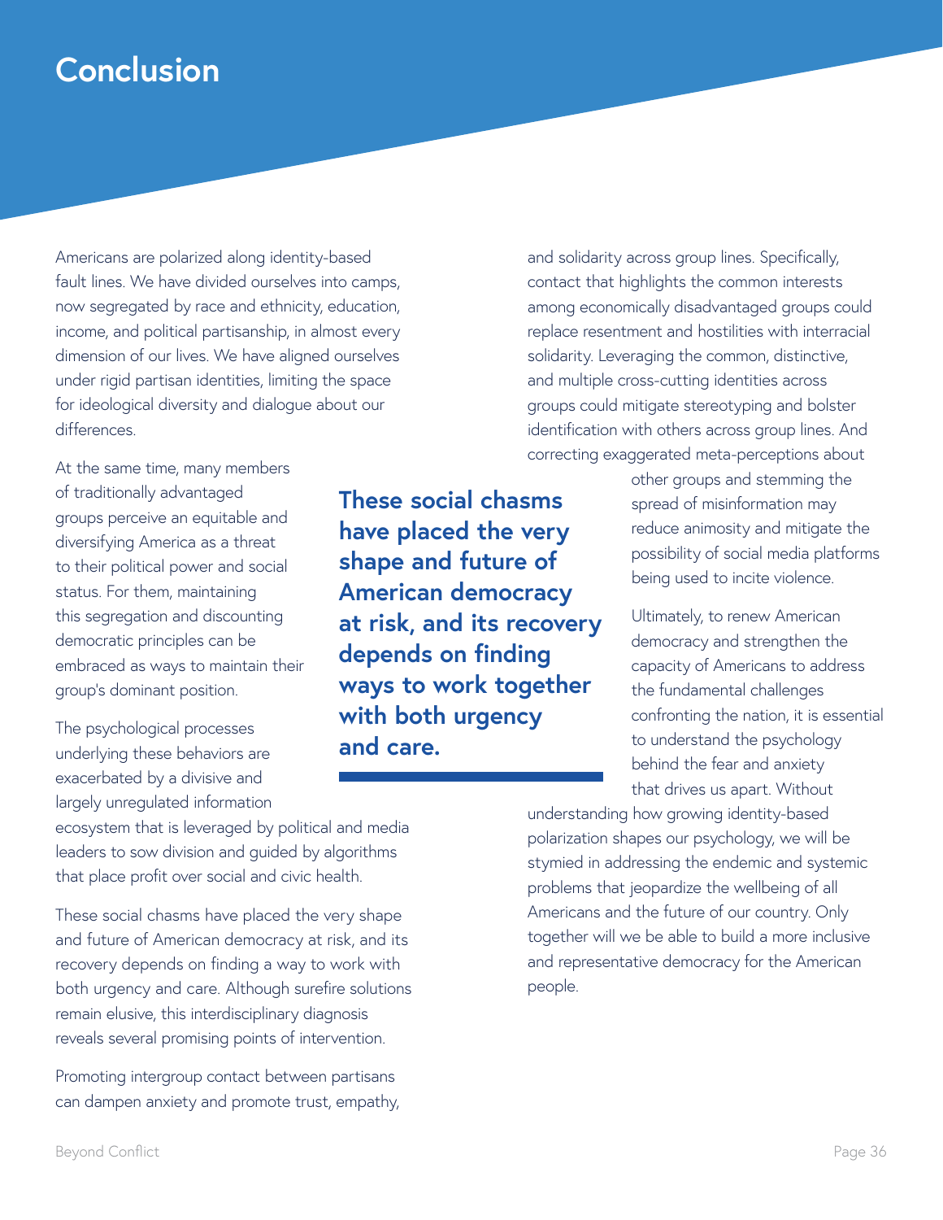# Conclusion

Americans are polarized along identity-based fault lines. We have divided ourselves into camps, now segregated by race and ethnicity, education, income, and political partisanship, in almost every dimension of our lives. We have aligned ourselves under rigid partisan identities, limiting the space for ideological diversity and dialogue about our differences.

At the same time, many members of traditionally advantaged groups perceive an equitable and diversifying America as a threat to their political power and social status. For them, maintaining this segregation and discounting democratic principles can be embraced as ways to maintain their group's dominant position.

> **These social chasms have placed the very shape and future of American democracy at risk, and its recovery depends on finding ways to work together with both urgency and care.**

The psychological processes underlying these behaviors are exacerbated by a divisive and largely unregulated information ecosystem that is leveraged by political and media leaders to sow division and guided by algorithms that place profit over social and civic health.

These social chasms have placed the very shape and future of American democracy at risk, and its recovery depends on finding a way to work with both urgency and care. Although surefire solutions remain elusive, this interdisciplinary diagnosis reveals several promising points of intervention.

Promoting intergroup contact between partisans can dampen anxiety and promote trust, empathy, and solidarity across group lines. Specifically, contact that highlights the common interests among economically disadvantaged groups could replace resentment and hostilities with interracial solidarity. Leveraging the common, distinctive, and multiple cross-cutting identities across groups could mitigate stereotyping and bolster identification with others across group lines. And correcting exaggerated meta-perceptions about other groups and stemming the spread of misinformation may reduce animosity and mitigate the possibility of social media platforms being used to incite violence.

Ultimately, to renew American democracy and strengthen the capacity of Americans to address the fundamental challenges confronting the nation, it is essential to understand the psychology behind the fear and anxiety that drives us apart. Without understanding how growing identity-based polarization shapes our psychology, we will be stymied in addressing the endemic and systemic problems that jeopardize the wellbeing of all Americans and the future of our country. Only together will we be able to build a more inclusive and representative democracy for the American people.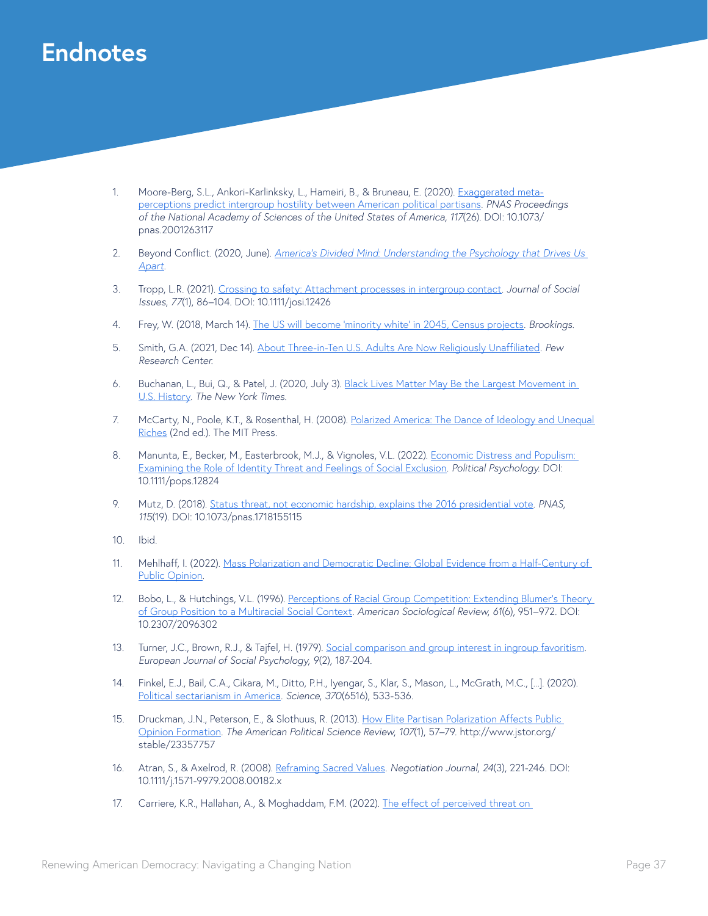# Endnotes

1. Moore-Berg, S.L., Ankori-Karlinksky, L., Hameiri, B., & Bruneau, E. (2020). Exaggerated meta-perceptions predict intergroup hostility between American political partisans. *PNAS Proceedings of the National Academy of Sciences of the United States of America, 117*(26). DOI: 10.1073/pnas.2001263117

2. Beyond Conflict. (2020, June). *America's Divided Mind: Understanding the Psychology that Drives Us Apart*.

3. Tropp, L.R. (2021). Crossing to safety: Attachment processes in intergroup contact. *Journal of Social Issues, 77*(1), 86–104. DOI: 10.1111/josi.12426

4. Frey, W. (2018, March 14). The US will become 'minority white' in 2045, Census projects. *Brookings*.

5. Smith, G.A. (2021, Dec 14). About Three-in-Ten U.S. Adults Are Now Religiously Unaffiliated. *Pew Research Center*.

6. Buchanan, L., Bui, Q., & Patel, J. (2020, July 3). Black Lives Matter May Be the Largest Movement in U.S. History. *The New York Times*.

7. McCarty, N., Poole, K.T., & Rosenthal, H. (2008). Polarized America: The Dance of Ideology and Unequal Riches (2nd ed.). The MIT Press.

8. Manunta, E., Becker, M., Easterbrook, M.J., & Vignoles, V.L. (2022). Economic Distress and Populism: Examining the Role of Identity Threat and Feelings of Social Exclusion. *Political Psychology*. DOI: 10.1111/pops.12824

9. Mutz, D. (2018). Status threat, not economic hardship, explains the 2016 presidential vote. *PNAS, 115*(19). DOI: 10.1073/pnas.1718155115

10. Ibid.

11. Mehlhaff, I. (2022). Mass Polarization and Democratic Decline: Global Evidence from a Half-Century of Public Opinion.

12. Bobo, L., & Hutchings, V.L. (1996). Perceptions of Racial Group Competition: Extending Blumer's Theory of Group Position to a Multiracial Social Context. *American Sociological Review, 61*(6), 951–972. DOI: 10.2307/2096302

13. Turner, J.C., Brown, R.J., & Tajfel, H. (1979). Social comparison and group interest in ingroup favoritism. *European Journal of Social Psychology, 9*(2), 187-204.

14. Finkel, E.J., Bail, C.A., Cikara, M., Ditto, P.H., Iyengar, S., Klar, S., Mason, L., McGrath, M.C., [...]. (2020). Political sectarianism in America. *Science, 370*(6516), 533-536.

15. Druckman, J.N., Peterson, E., & Slothuus, R. (2013). How Elite Partisan Polarization Affects Public Opinion Formation. *The American Political Science Review, 107*(1), 57–79. http://www.jstor.org/stable/23357757

16. Atran, S., & Axelrod, R. (2008). Reframing Sacred Values. *Negotiation Journal, 24*(3), 221-246. DOI: 10.1111/j.1571-9979.2008.00182.x

17. Carriere, K.R., Hallahan, A., & Moghaddam, F.M. (2022). The effect of perceived threat on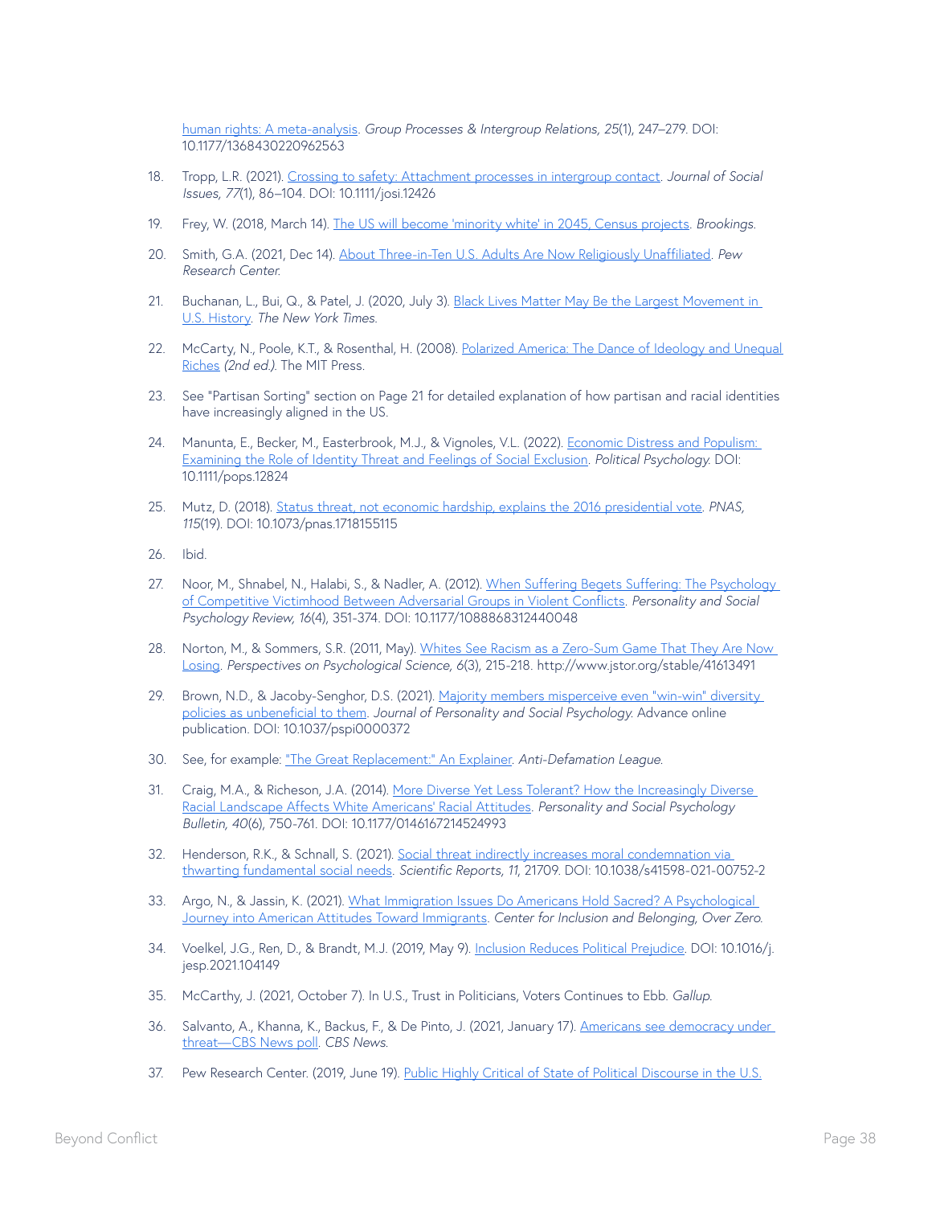human rights: A meta-analysis. *Group Processes & Intergroup Relations, 25*(1), 247–279. DOI: 10.1177/1368430220962563

18. Tropp, L.R. (2021). Crossing to safety: Attachment processes in intergroup contact. *Journal of Social Issues, 77*(1), 86–104. DOI: 10.1111/josi.12426

19. Frey, W. (2018, March 14). The US will become 'minority white' in 2045, Census projects. *Brookings*.

20. Smith, G.A. (2021, Dec 14). About Three-in-Ten U.S. Adults Are Now Religiously Unaffiliated. *Pew Research Center.*

21. Buchanan, L., Bui, Q., & Patel, J. (2020, July 3). Black Lives Matter May Be the Largest Movement in U.S. History. *The New York Times*.

22. McCarty, N., Poole, K.T., & Rosenthal, H. (2008). Polarized America: The Dance of Ideology and Unequal Riches *(2nd ed.)*. The MIT Press.

23. See "Partisan Sorting" section on Page 21 for detailed explanation of how partisan and racial identities have increasingly aligned in the US.

24. Manunta, E., Becker, M., Easterbrook, M.J., & Vignoles, V.L. (2022). Economic Distress and Populism: Examining the Role of Identity Threat and Feelings of Social Exclusion. *Political Psychology*. DOI: 10.1111/pops.12824

25. Mutz, D. (2018). Status threat, not economic hardship, explains the 2016 presidential vote. *PNAS, 115*(19). DOI: 10.1073/pnas.1718155115

26. Ibid.

27. Noor, M., Shnabel, N., Halabi, S., & Nadler, A. (2012). When Suffering Begets Suffering: The Psychology of Competitive Victimhood Between Adversarial Groups in Violent Conflicts. *Personality and Social Psychology Review, 16*(4), 351-374. DOI: 10.1177/1088868312440048

28. Norton, M., & Sommers, S.R. (2011, May). Whites See Racism as a Zero-Sum Game That They Are Now Losing. *Perspectives on Psychological Science, 6*(3), 215-218. http://www.jstor.org/stable/41613491

29. Brown, N.D., & Jacoby-Senghor, D.S. (2021). Majority members misperceive even "win-win" diversity policies as unbeneficial to them. *Journal of Personality and Social Psychology.* Advance online publication. DOI: 10.1037/pspi0000372

30. See, for example: "The Great Replacement:" An Explainer. *Anti-Defamation League.*

31. Craig, M.A., & Richeson, J.A. (2014). More Diverse Yet Less Tolerant? How the Increasingly Diverse Racial Landscape Affects White Americans' Racial Attitudes. *Personality and Social Psychology Bulletin, 40*(6), 750-761. DOI: 10.1177/0146167214524993

32. Henderson, R.K., & Schnall, S. (2021). Social threat indirectly increases moral condemnation via thwarting fundamental social needs. *Scientific Reports, 11*, 21709. DOI: 10.1038/s41598-021-00752-2

33. Argo, N., & Jassin, K. (2021). What Immigration Issues Do Americans Hold Sacred? A Psychological Journey into American Attitudes Toward Immigrants. *Center for Inclusion and Belonging, Over Zero.*

34. Voelkel, J.G., Ren, D., & Brandt, M.J. (2019, May 9). Inclusion Reduces Political Prejudice. DOI: 10.1016/j.jesp.2021.104149

35. McCarthy, J. (2021, October 7). In U.S., Trust in Politicians, Voters Continues to Ebb. *Gallup.*

36. Salvanto, A., Khanna, K., Backus, F., & De Pinto, J. (2021, January 17). Americans see democracy under threat—CBS News poll. *CBS News.*

37. Pew Research Center. (2019, June 19). Public Highly Critical of State of Political Discourse in the U.S.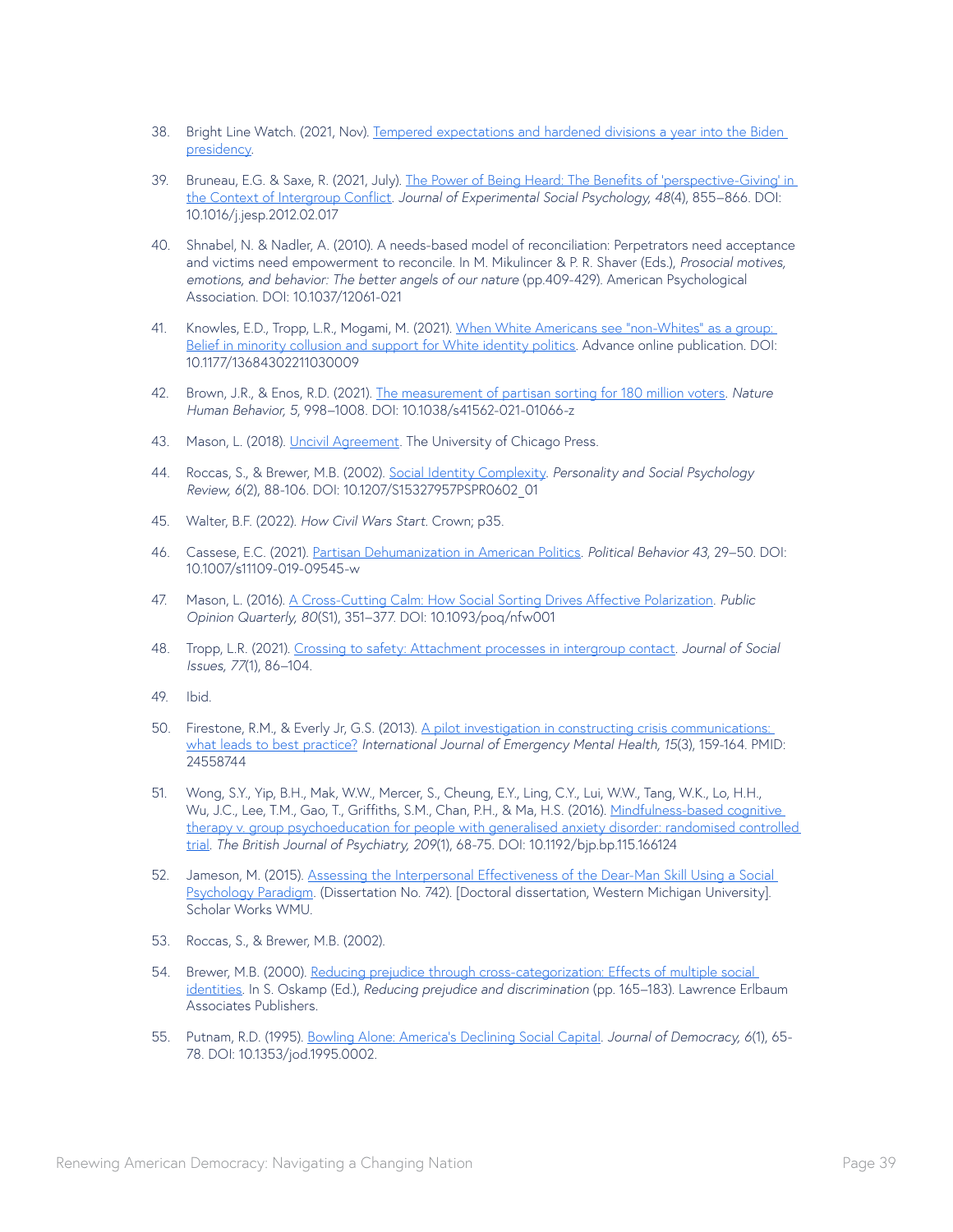38. Bright Line Watch. (2021, Nov). Tempered expectations and hardened divisions a year into the Biden presidency.

39. Bruneau, E.G. & Saxe, R. (2021, July). The Power of Being Heard: The Benefits of 'perspective-Giving' in the Context of Intergroup Conflict. *Journal of Experimental Social Psychology, 48*(4), 855–866. DOI: 10.1016/j.jesp.2012.02.017

40. Shnabel, N. & Nadler, A. (2010). A needs-based model of reconciliation: Perpetrators need acceptance and victims need empowerment to reconcile. In M. Mikulincer & P. R. Shaver (Eds.), *Prosocial motives, emotions, and behavior: The better angels of our nature* (pp.409-429). American Psychological Association. DOI: 10.1037/12061-021

41. Knowles, E.D., Tropp, L.R., Mogami, M. (2021). When White Americans see "non-Whites" as a group: Belief in minority collusion and support for White identity politics. Advance online publication. DOI: 10.1177/13684302211030009

42. Brown, J.R., & Enos, R.D. (2021). The measurement of partisan sorting for 180 million voters. *Nature Human Behavior, 5,* 998–1008. DOI: 10.1038/s41562-021-01066-z

43. Mason, L. (2018). Uncivil Agreement. The University of Chicago Press.

44. Roccas, S., & Brewer, M.B. (2002). Social Identity Complexity. *Personality and Social Psychology Review, 6*(2), 88-106. DOI: 10.1207/S15327957PSPR0602_01

45. Walter, B.F. (2022). *How Civil Wars Start.* Crown; p35.

46. Cassese, E.C. (2021). Partisan Dehumanization in American Politics. *Political Behavior 43,* 29–50. DOI: 10.1007/s11109-019-09545-w

47. Mason, L. (2016). A Cross-Cutting Calm: How Social Sorting Drives Affective Polarization. *Public Opinion Quarterly, 80*(S1), 351–377. DOI: 10.1093/poq/nfw001

48. Tropp, L.R. (2021). Crossing to safety: Attachment processes in intergroup contact. *Journal of Social Issues, 77*(1), 86–104.

49. Ibid.

50. Firestone, R.M., & Everly Jr, G.S. (2013). A pilot investigation in constructing crisis communications: what leads to best practice? *International Journal of Emergency Mental Health, 15*(3), 159-164. PMID: 24558744

51. Wong, S.Y., Yip, B.H., Mak, W.W., Mercer, S., Cheung, E.Y., Ling, C.Y., Lui, W.W., Tang, W.K., Lo, H.H., Wu, J.C., Lee, T.M., Gao, T., Griffiths, S.M., Chan, P.H., & Ma, H.S. (2016). Mindfulness-based cognitive therapy v. group psychoeducation for people with generalised anxiety disorder: randomised controlled trial. *The British Journal of Psychiatry, 209*(1), 68-75. DOI: 10.1192/bjp.bp.115.166124

52. Jameson, M. (2015). Assessing the Interpersonal Effectiveness of the Dear-Man Skill Using a Social Psychology Paradigm. (Dissertation No. 742). [Doctoral dissertation, Western Michigan University]. Scholar Works WMU.

53. Roccas, S., & Brewer, M.B. (2002).

54. Brewer, M.B. (2000). Reducing prejudice through cross-categorization: Effects of multiple social identities. In S. Oskamp (Ed.), *Reducing prejudice and discrimination* (pp. 165–183). Lawrence Erlbaum Associates Publishers.

55. Putnam, R.D. (1995). Bowling Alone: America's Declining Social Capital. *Journal of Democracy, 6*(1), 65-78. DOI: 10.1353/jod.1995.0002.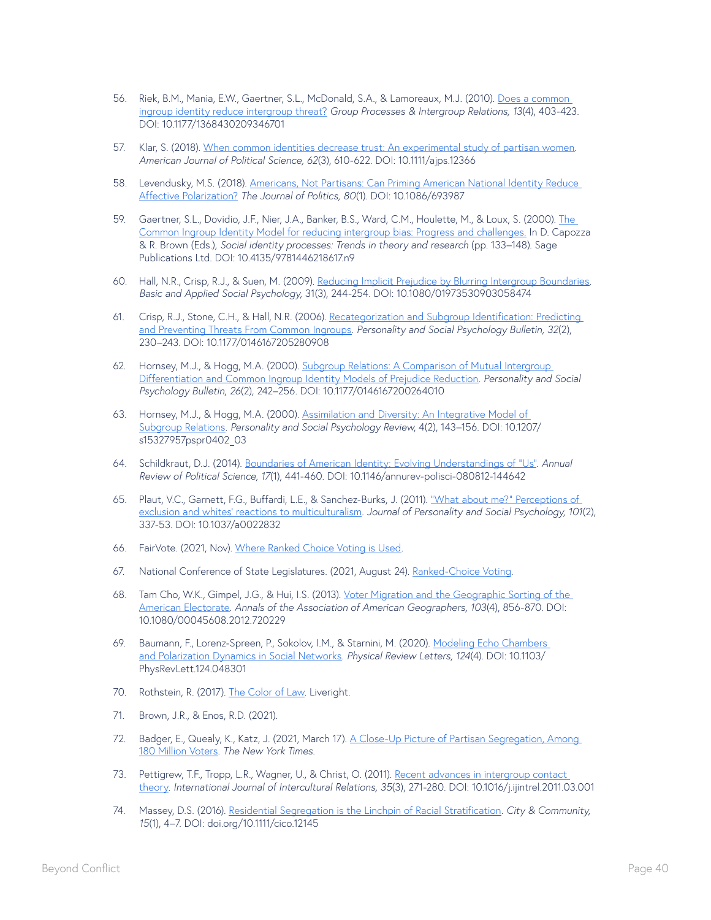56. Riek, B.M., Mania, E.W., Gaertner, S.L., McDonald, S.A., & Lamoreaux, M.J. (2010). Does a common ingroup identity reduce intergroup threat? *Group Processes & Intergroup Relations, 13*(4), 403-423. DOI: 10.1177/1368430209346701

57. Klar, S. (2018). When common identities decrease trust: An experimental study of partisan women. *American Journal of Political Science, 62*(3), 610-622. DOI: 10.1111/ajps.12366

58. Levendusky, M.S. (2018). Americans, Not Partisans: Can Priming American National Identity Reduce Affective Polarization? *The Journal of Politics, 80*(1). DOI: 10.1086/693987

59. Gaertner, S.L., Dovidio, J.F., Nier, J.A., Banker, B.S., Ward, C.M., Houlette, M., & Loux, S. (2000). The Common Ingroup Identity Model for reducing intergroup bias: Progress and challenges. In D. Capozza & R. Brown (Eds.), *Social identity processes: Trends in theory and research* (pp. 133–148). Sage Publications Ltd. DOI: 10.4135/9781446218617.n9

60. Hall, N.R., Crisp, R.J., & Suen, M. (2009). Reducing Implicit Prejudice by Blurring Intergroup Boundaries. *Basic and Applied Social Psychology,* 31(3), 244-254. DOI: 10.1080/01973530903058474

61. Crisp, R.J., Stone, C.H., & Hall, N.R. (2006). Recategorization and Subgroup Identification: Predicting and Preventing Threats From Common Ingroups. *Personality and Social Psychology Bulletin, 32*(2), 230–243. DOI: 10.1177/0146167205280908

62. Hornsey, M.J., & Hogg, M.A. (2000). Subgroup Relations: A Comparison of Mutual Intergroup Differentiation and Common Ingroup Identity Models of Prejudice Reduction. *Personality and Social Psychology Bulletin, 26*(2), 242–256. DOI: 10.1177/0146167200264010

63. Hornsey, M.J., & Hogg, M.A. (2000). Assimilation and Diversity: An Integrative Model of Subgroup Relations. *Personality and Social Psychology Review,* 4(2), 143–156. DOI: 10.1207/s15327957pspr0402_03

64. Schildkraut, D.J. (2014). Boundaries of American Identity: Evolving Understandings of "Us". *Annual Review of Political Science, 17*(1), 441-460. DOI: 10.1146/annurev-polisci-080812-144642

65. Plaut, V.C., Garnett, F.G., Buffardi, L.E., & Sanchez-Burks, J. (2011). "What about me?" Perceptions of exclusion and whites' reactions to multiculturalism. *Journal of Personality and Social Psychology, 101*(2), 337-53. DOI: 10.1037/a0022832

66. FairVote. (2021, Nov). Where Ranked Choice Voting is Used.

67. National Conference of State Legislatures. (2021, August 24). Ranked-Choice Voting.

68. Tam Cho, W.K., Gimpel, J.G., & Hui, I.S. (2013). Voter Migration and the Geographic Sorting of the American Electorate. *Annals of the Association of American Geographers, 103*(4), 856-870. DOI: 10.1080/00045608.2012.720229

69. Baumann, F., Lorenz-Spreen, P., Sokolov, I.M., & Starnini, M. (2020). Modeling Echo Chambers and Polarization Dynamics in Social Networks. *Physical Review Letters, 124*(4). DOI: 10.1103/PhysRevLett.124.048301

70. Rothstein, R. (2017). The Color of Law. Liveright.

71. Brown, J.R., & Enos, R.D. (2021).

72. Badger, E., Quealy, K., Katz, J. (2021, March 17). A Close-Up Picture of Partisan Segregation, Among 180 Million Voters. *The New York Times.*

73. Pettigrew, T.F., Tropp, L.R., Wagner, U., & Christ, O. (2011). Recent advances in intergroup contact theory. *International Journal of Intercultural Relations, 35*(3), 271-280. DOI: 10.1016/j.ijintrel.2011.03.001

74. Massey, D.S. (2016). Residential Segregation is the Linchpin of Racial Stratification. *City & Community, 15*(1), 4–7. DOI: doi.org/10.1111/cico.12145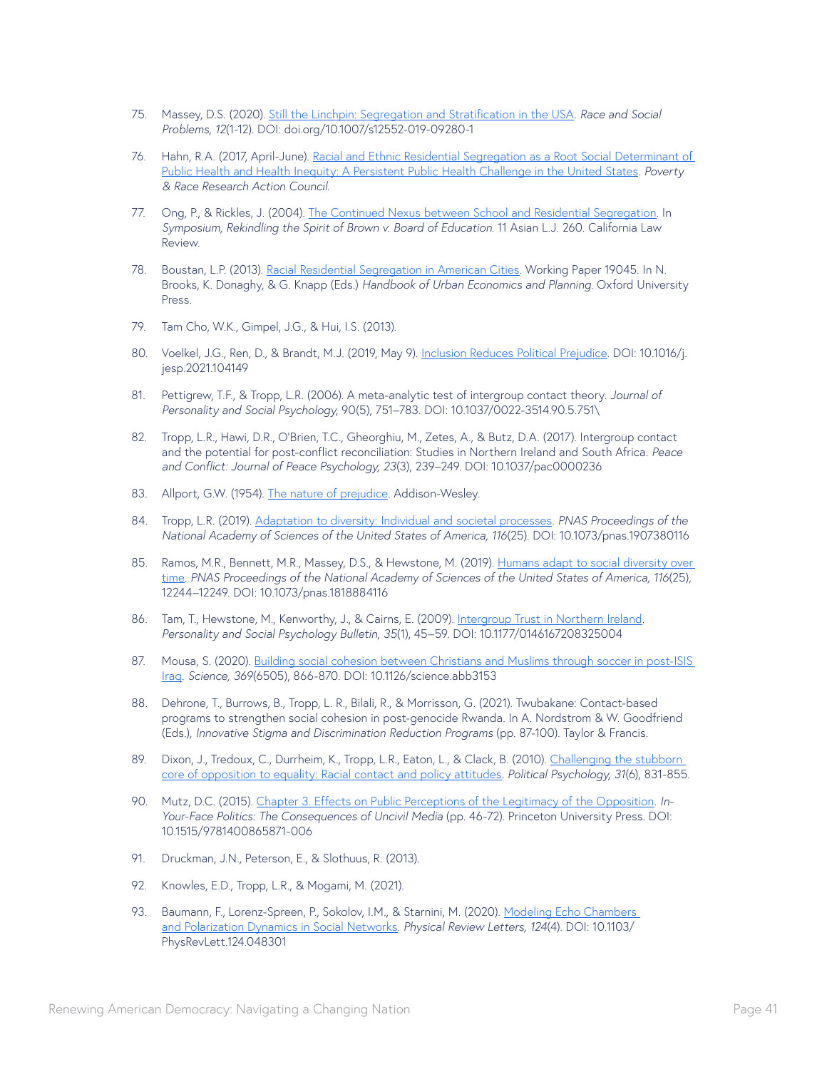75. Massey, D.S. (2020). Still the Linchpin: Segregation and Stratification in the USA. *Race and Social Problems, 12*(1-12). DOI: doi.org/10.1007/s12552-019-09280-1

76. Hahn, R.A. (2017, April-June). Racial and Ethnic Residential Segregation as a Root Social Determinant of Public Health and Health Inequity: A Persistent Public Health Challenge in the United States. *Poverty & Race Research Action Council.*

77. Ong, P., & Rickles, J. (2004). The Continued Nexus between School and Residential Segregation. In *Symposium, Rekindling the Spirit of Brown v. Board of Education.* 11 Asian L.J. 260. California Law Review.

78. Boustan, L.P. (2013). Racial Residential Segregation in American Cities. Working Paper 19045. In N. Brooks, K. Donaghy, & G. Knapp (Eds.) *Handbook of Urban Economics and Planning.* Oxford University Press.

79. Tam Cho, W.K., Gimpel, J.G., & Hui, I.S. (2013).

80. Voelkel, J.G., Ren, D., & Brandt, M.J. (2019, May 9). Inclusion Reduces Political Prejudice. DOI: 10.1016/j.jesp.2021.104149

81. Pettigrew, T.F., & Tropp, L.R. (2006). A meta-analytic test of intergroup contact theory. *Journal of Personality and Social Psychology*, 90(5), 751–783. DOI: 10.1037/0022-3514.90.5.751\

82. Tropp, L.R., Hawi, D.R., O'Brien, T.C., Gheorghiu, M., Zetes, A., & Butz, D.A. (2017). Intergroup contact and the potential for post-conflict reconciliation: Studies in Northern Ireland and South Africa. *Peace and Conflict: Journal of Peace Psychology, 23*(3), 239–249. DOI: 10.1037/pac0000236

83. Allport, G.W. (1954). The nature of prejudice. Addison-Wesley.

84. Tropp, L.R. (2019). Adaptation to diversity: Individual and societal processes. *PNAS Proceedings of the National Academy of Sciences of the United States of America, 116*(25). DOI: 10.1073/pnas.1907380116

85. Ramos, M.R., Bennett, M.R., Massey, D.S., & Hewstone, M. (2019). Humans adapt to social diversity over time. *PNAS Proceedings of the National Academy of Sciences of the United States of America, 116*(25), 12244–12249. DOI: 10.1073/pnas.1818884116

86. Tam, T., Hewstone, M., Kenworthy, J., & Cairns, E. (2009). Intergroup Trust in Northern Ireland. *Personality and Social Psychology Bulletin, 35*(1), 45–59. DOI: 10.1177/0146167208325004

87. Mousa, S. (2020). Building social cohesion between Christians and Muslims through soccer in post-ISIS Iraq. *Science, 369*(6505), 866-870. DOI: 10.1126/science.abb3153

88. Dehrone, T., Burrows, B., Tropp, L. R., Bilali, R., & Morrisson, G. (2021). Twubakane: Contact-based programs to strengthen social cohesion in post-genocide Rwanda. In A. Nordstrom & W. Goodfriend (Eds.), *Innovative Stigma and Discrimination Reduction Programs* (pp. 87-100). Taylor & Francis.

89. Dixon, J., Tredoux, C., Durrheim, K., Tropp, L.R., Eaton, L., & Clack, B. (2010). Challenging the stubborn core of opposition to equality: Racial contact and policy attitudes. *Political Psychology, 31*(6), 831-855.

90. Mutz, D.C. (2015). Chapter 3. Effects on Public Perceptions of the Legitimacy of the Opposition. *In-Your-Face Politics: The Consequences of Uncivil Media* (pp. 46-72). Princeton University Press. DOI: 10.1515/9781400865871-006

91. Druckman, J.N., Peterson, E., & Slothuus, R. (2013).

92. Knowles, E.D., Tropp, L.R., & Mogami, M. (2021).

93. Baumann, F., Lorenz-Spreen, P., Sokolov, I.M., & Starnini, M. (2020). Modeling Echo Chambers and Polarization Dynamics in Social Networks. *Physical Review Letters, 124*(4). DOI: 10.1103/PhysRevLett.124.048301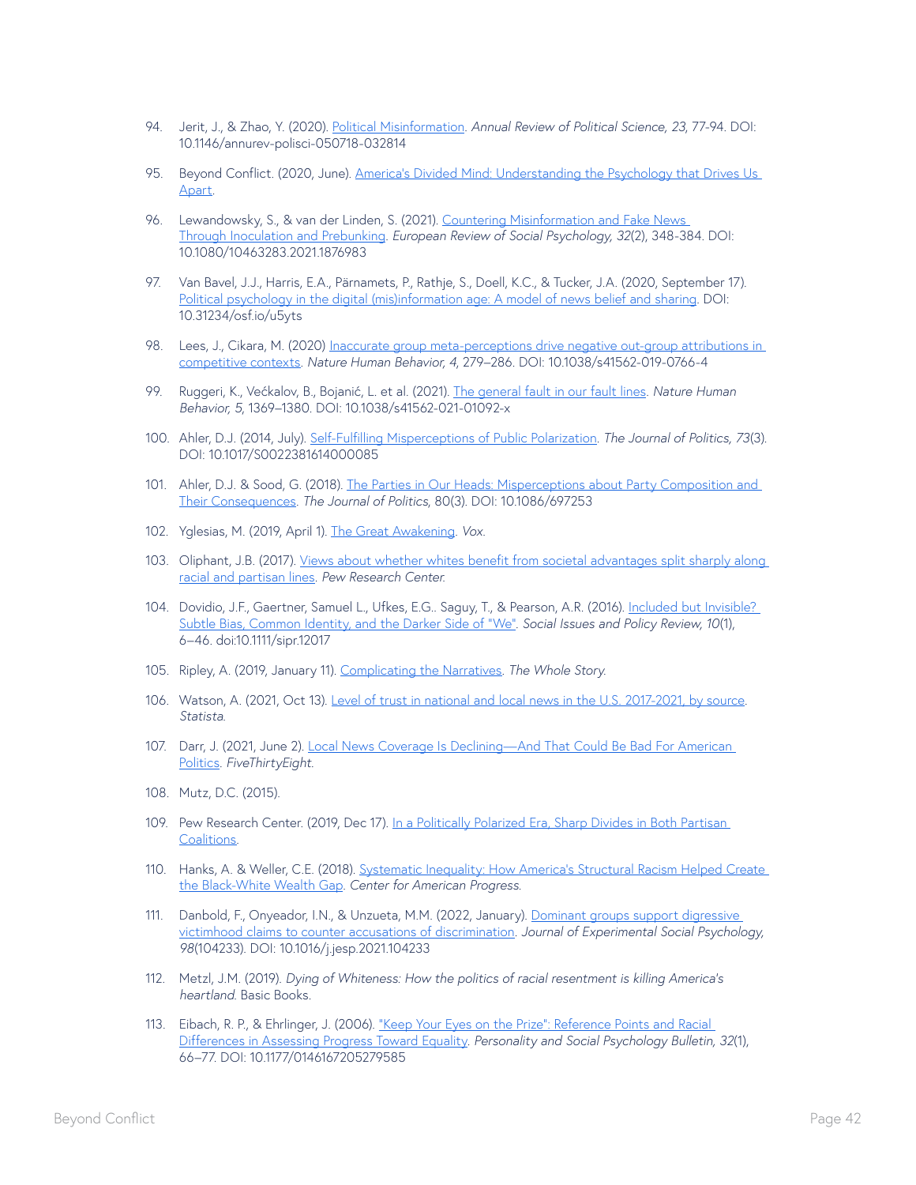94. Jerit, J., & Zhao, Y. (2020). Political Misinformation. *Annual Review of Political Science, 23*, 77-94. DOI: 10.1146/annurev-polisci-050718-032814

95. Beyond Conflict. (2020, June). America's Divided Mind: Understanding the Psychology that Drives Us Apart.

96. Lewandowsky, S., & van der Linden, S. (2021). Countering Misinformation and Fake News Through Inoculation and Prebunking. *European Review of Social Psychology, 32*(2), 348-384. DOI: 10.1080/10463283.2021.1876983

97. Van Bavel, J.J., Harris, E.A., Pärnamets, P., Rathje, S., Doell, K.C., & Tucker, J.A. (2020, September 17). Political psychology in the digital (mis)information age: A model of news belief and sharing. DOI: 10.31234/osf.io/u5yts

98. Lees, J., Cikara, M. (2020) Inaccurate group meta-perceptions drive negative out-group attributions in competitive contexts. *Nature Human Behavior, 4*, 279–286. DOI: 10.1038/s41562-019-0766-4

99. Ruggeri, K., Većkalov, B., Bojanić, L. et al. (2021). The general fault in our fault lines. *Nature Human Behavior, 5*, 1369–1380. DOI: 10.1038/s41562-021-01092-x

100. Ahler, D.J. (2014, July). Self-Fulfilling Misperceptions of Public Polarization. *The Journal of Politics, 73*(3). DOI: 10.1017/S0022381614000085

101. Ahler, D.J. & Sood, G. (2018). The Parties in Our Heads: Misperceptions about Party Composition and Their Consequences. *The Journal of Politics*, 80(3). DOI: 10.1086/697253

102. Yglesias, M. (2019, April 1). The Great Awakening. *Vox*.

103. Oliphant, J.B. (2017). Views about whether whites benefit from societal advantages split sharply along racial and partisan lines. *Pew Research Center.*

104. Dovidio, J.F., Gaertner, Samuel L., Ufkes, E.G.. Saguy, T., & Pearson, A.R. (2016). Included but Invisible? Subtle Bias, Common Identity, and the Darker Side of "We". *Social Issues and Policy Review, 10*(1), 6–46. doi:10.1111/sipr.12017

105. Ripley, A. (2019, January 11). Complicating the Narratives. *The Whole Story.*

106. Watson, A. (2021, Oct 13). Level of trust in national and local news in the U.S. 2017-2021, by source. *Statista.*

107. Darr, J. (2021, June 2). Local News Coverage Is Declining—And That Could Be Bad For American Politics. *FiveThirtyEight.*

108. Mutz, D.C. (2015).

109. Pew Research Center. (2019, Dec 17). In a Politically Polarized Era, Sharp Divides in Both Partisan Coalitions.

110. Hanks, A. & Weller, C.E. (2018). Systematic Inequality: How America's Structural Racism Helped Create the Black-White Wealth Gap. *Center for American Progress.*

111. Danbold, F., Onyeador, I.N., & Unzueta, M.M. (2022, January). Dominant groups support digressive victimhood claims to counter accusations of discrimination. *Journal of Experimental Social Psychology, 98*(104233). DOI: 10.1016/j.jesp.2021.104233

112. Metzl, J.M. (2019). *Dying of Whiteness: How the politics of racial resentment is killing America's heartland.* Basic Books.

113. Eibach, R. P., & Ehrlinger, J. (2006). "Keep Your Eyes on the Prize": Reference Points and Racial Differences in Assessing Progress Toward Equality. *Personality and Social Psychology Bulletin, 32*(1), 66–77. DOI: 10.1177/0146167205279585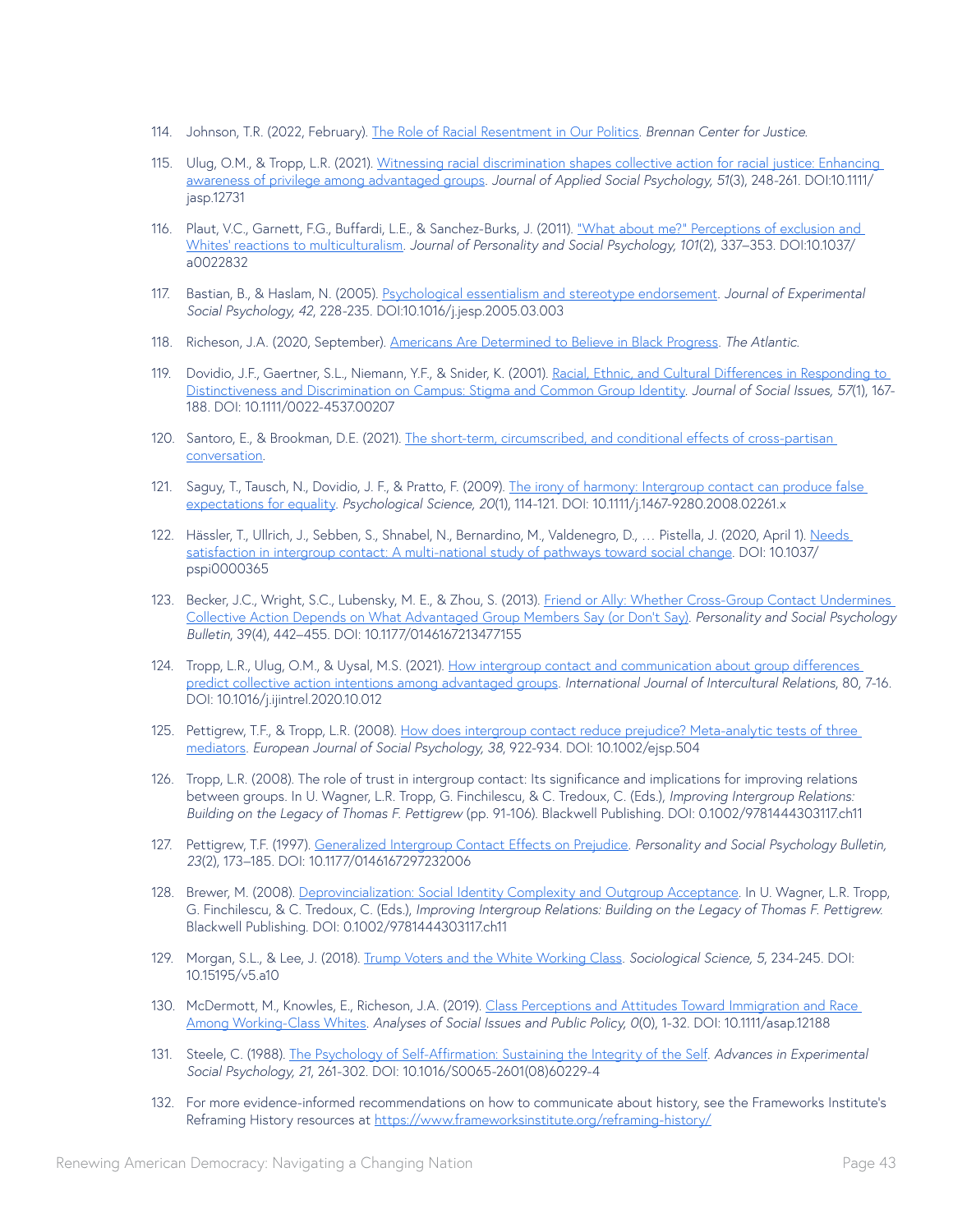114. Johnson, T.R. (2022, February). [The Role of Racial Resentment in Our Politics](). *Brennan Center for Justice.*

115. Ulug, O.M., & Tropp, L.R. (2021). [Witnessing racial discrimination shapes collective action for racial justice: Enhancing awareness of privilege among advantaged groups](). *Journal of Applied Social Psychology, 51*(3), 248-261. DOI:10.1111/jasp.12731

116. Plaut, V.C., Garnett, F.G., Buffardi, L.E., & Sanchez-Burks, J. (2011). ["What about me?" Perceptions of exclusion and Whites' reactions to multiculturalism](). *Journal of Personality and Social Psychology, 101*(2), 337–353. DOI:10.1037/a0022832

117. Bastian, B., & Haslam, N. (2005). [Psychological essentialism and stereotype endorsement](). *Journal of Experimental Social Psychology, 42*, 228-235. DOI:10.1016/j.jesp.2005.03.003

118. Richeson, J.A. (2020, September). [Americans Are Determined to Believe in Black Progress](). *The Atlantic.*

119. Dovidio, J.F., Gaertner, S.L., Niemann, Y.F., & Snider, K. (2001). [Racial, Ethnic, and Cultural Differences in Responding to Distinctiveness and Discrimination on Campus: Stigma and Common Group Identity](). *Journal of Social Issues, 57*(1), 167-188. DOI: 10.1111/0022-4537.00207

120. Santoro, E., & Brookman, D.E. (2021). [The short-term, circumscribed, and conditional effects of cross-partisan conversation]().

121. Saguy, T., Tausch, N., Dovidio, J. F., & Pratto, F. (2009). [The irony of harmony: Intergroup contact can produce false expectations for equality](). *Psychological Science, 20*(1), 114-121. DOI: 10.1111/j.1467-9280.2008.02261.x

122. Hässler, T., Ullrich, J., Sebben, S., Shnabel, N., Bernardino, M., Valdenegro, D., … Pistella, J. (2020, April 1). [Needs satisfaction in intergroup contact: A multi-national study of pathways toward social change](). DOI: 10.1037/pspi0000365

123. Becker, J.C., Wright, S.C., Lubensky, M. E., & Zhou, S. (2013). [Friend or Ally: Whether Cross-Group Contact Undermines Collective Action Depends on What Advantaged Group Members Say (or Don't Say)](). *Personality and Social Psychology Bulletin, 39*(4), 442–455. DOI: 10.1177/0146167213477155

124. Tropp, L.R., Ulug, O.M., & Uysal, M.S. (2021). [How intergroup contact and communication about group differences predict collective action intentions among advantaged groups](). *International Journal of Intercultural Relations*, 80, 7-16. DOI: 10.1016/j.ijintrel.2020.10.012

125. Pettigrew, T.F., & Tropp, L.R. (2008). [How does intergroup contact reduce prejudice? Meta-analytic tests of three mediators](). *European Journal of Social Psychology, 38*, 922-934. DOI: 10.1002/ejsp.504

126. Tropp, L.R. (2008). The role of trust in intergroup contact: Its significance and implications for improving relations between groups. In U. Wagner, L.R. Tropp, G. Finchilescu, & C. Tredoux, C. (Eds.), *Improving Intergroup Relations: Building on the Legacy of Thomas F. Pettigrew* (pp. 91-106). Blackwell Publishing. DOI: 0.1002/9781444303117.ch11

127. Pettigrew, T.F. (1997). [Generalized Intergroup Contact Effects on Prejudice](). *Personality and Social Psychology Bulletin, 23*(2), 173–185. DOI: 10.1177/0146167297232006

128. Brewer, M. (2008). [Deprovincialization: Social Identity Complexity and Outgroup Acceptance](). In U. Wagner, L.R. Tropp, G. Finchilescu, & C. Tredoux, C. (Eds.), *Improving Intergroup Relations: Building on the Legacy of Thomas F. Pettigrew.* Blackwell Publishing. DOI: 0.1002/9781444303117.ch11

129. Morgan, S.L., & Lee, J. (2018). [Trump Voters and the White Working Class](). *Sociological Science, 5*, 234-245. DOI: 10.15195/v5.a10

130. McDermott, M., Knowles, E., Richeson, J.A. (2019). [Class Perceptions and Attitudes Toward Immigration and Race Among Working-Class Whites](). *Analyses of Social Issues and Public Policy, 0*(0), 1-32. DOI: 10.1111/asap.12188

131. Steele, C. (1988). [The Psychology of Self-Affirmation: Sustaining the Integrity of the Self](). *Advances in Experimental Social Psychology, 21*, 261-302. DOI: 10.1016/S0065-2601(08)60229-4

132. For more evidence-informed recommendations on how to communicate about history, see the Frameworks Institute's Reframing History resources at [https://www.frameworksinstitute.org/reframing-history/](https://www.frameworksinstitute.org/reframing-history/)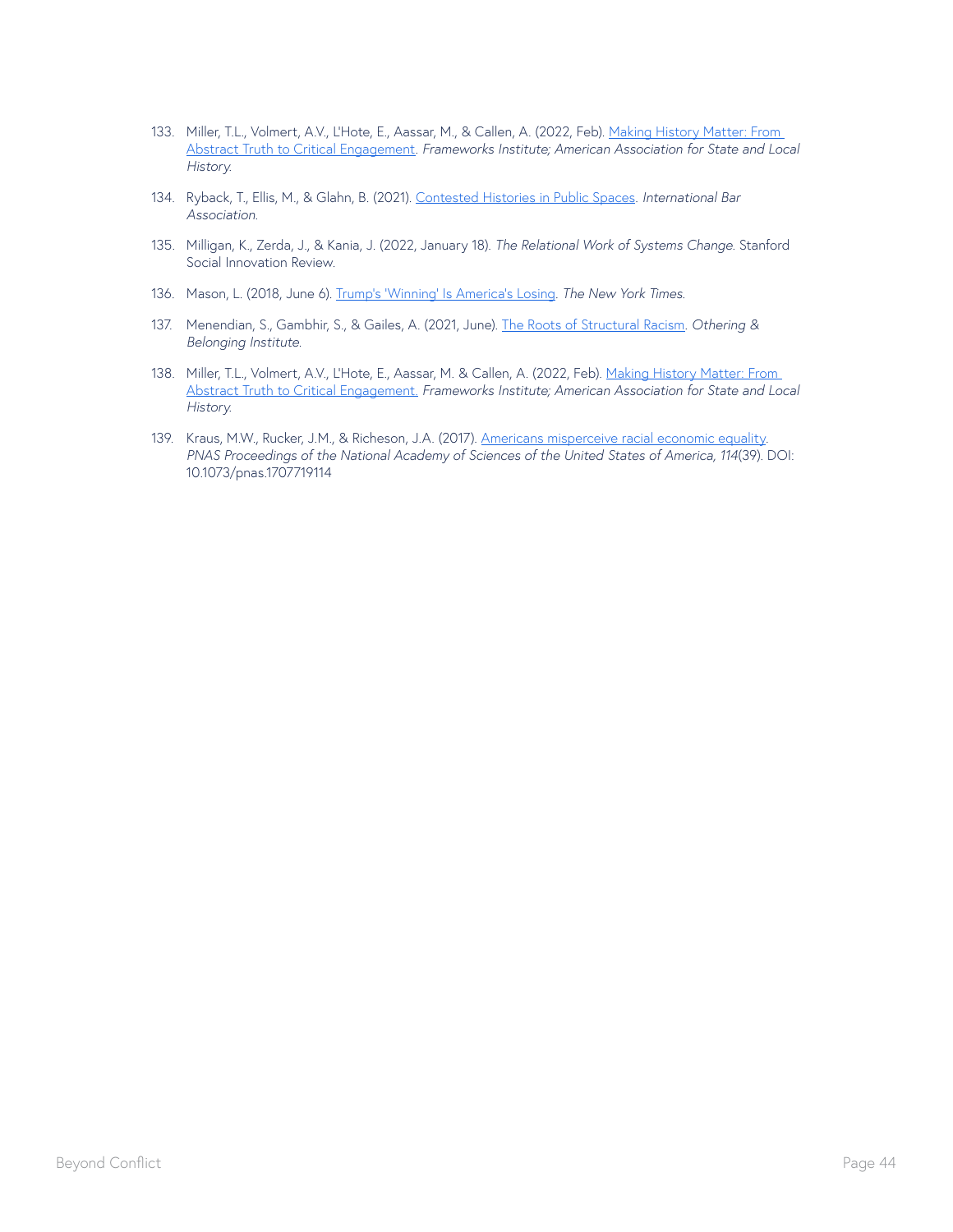133. Miller, T.L., Volmert, A.V., L'Hote, E., Aassar, M., & Callen, A. (2022, Feb). Making History Matter: From Abstract Truth to Critical Engagement. *Frameworks Institute; American Association for State and Local History.*

134. Ryback, T., Ellis, M., & Glahn, B. (2021). Contested Histories in Public Spaces. *International Bar Association.*

135. Milligan, K., Zerda, J., & Kania, J. (2022, January 18). *The Relational Work of Systems Change.* Stanford Social Innovation Review.

136. Mason, L. (2018, June 6). Trump's 'Winning' Is America's Losing. *The New York Times.*

137. Menendian, S., Gambhir, S., & Gailes, A. (2021, June). The Roots of Structural Racism. *Othering & Belonging Institute.*

138. Miller, T.L., Volmert, A.V., L'Hote, E., Aassar, M. & Callen, A. (2022, Feb). Making History Matter: From Abstract Truth to Critical Engagement. *Frameworks Institute; American Association for State and Local History.*

139. Kraus, M.W., Rucker, J.M., & Richeson, J.A. (2017). Americans misperceive racial economic equality. *PNAS Proceedings of the National Academy of Sciences of the United States of America, 114*(39). DOI: 10.1073/pnas.1707719114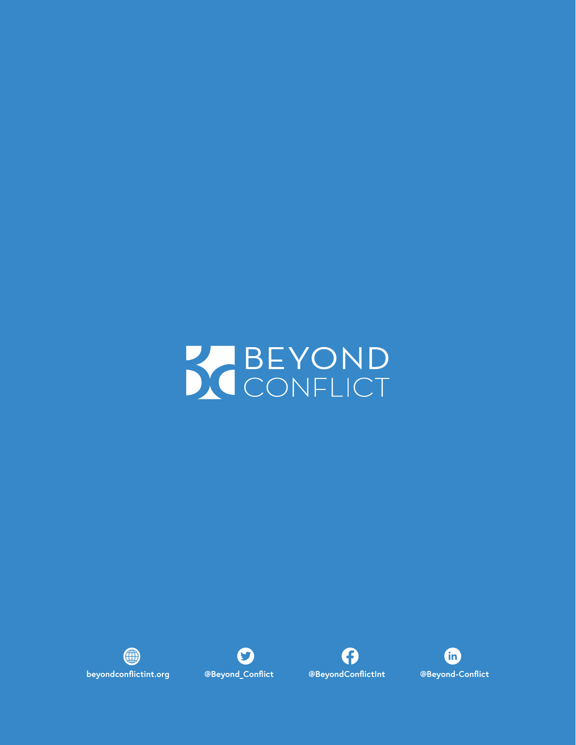BEYOND CONFLICT

beyondconflictint.org

@Beyond_Conflict

@BeyondConflictInt

@Beyond-Conflict